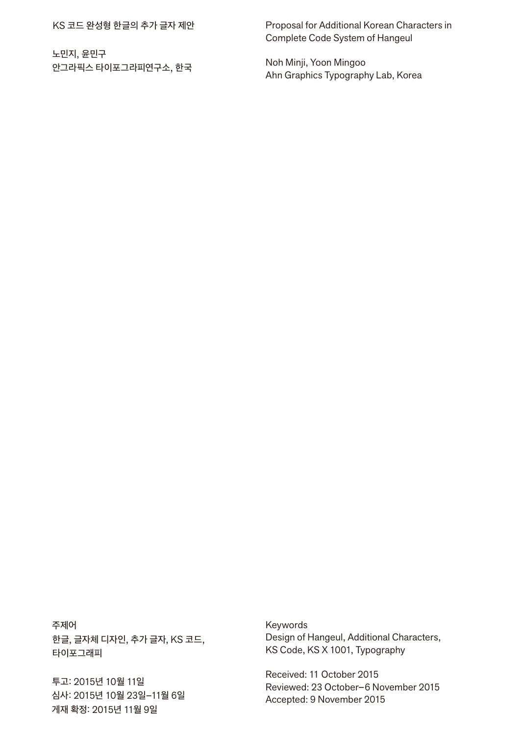# KS 코드 완성형 한글의 추가 글자 제안

노민지, 윤민구
안그라픽스 타이포그라피연구소, 한국

# Proposal for Additional Korean Characters in Complete Code System of Hangeul

Noh Minji, Yoon Mingoo
Ahn Graphics Typography Lab, Korea

주제어
한글, 글자체 디자인, 추가 글자, KS 코드, 타이포그래피

투고: 2015년 10월 11일
심사: 2015년 10월 23일–11월 6일
게재 확정: 2015년 11월 9일

Keywords
Design of Hangeul, Additional Characters, KS Code, KS X 1001, Typography

Received: 11 October 2015
Reviewed: 23 October–6 November 2015
Accepted: 9 November 2015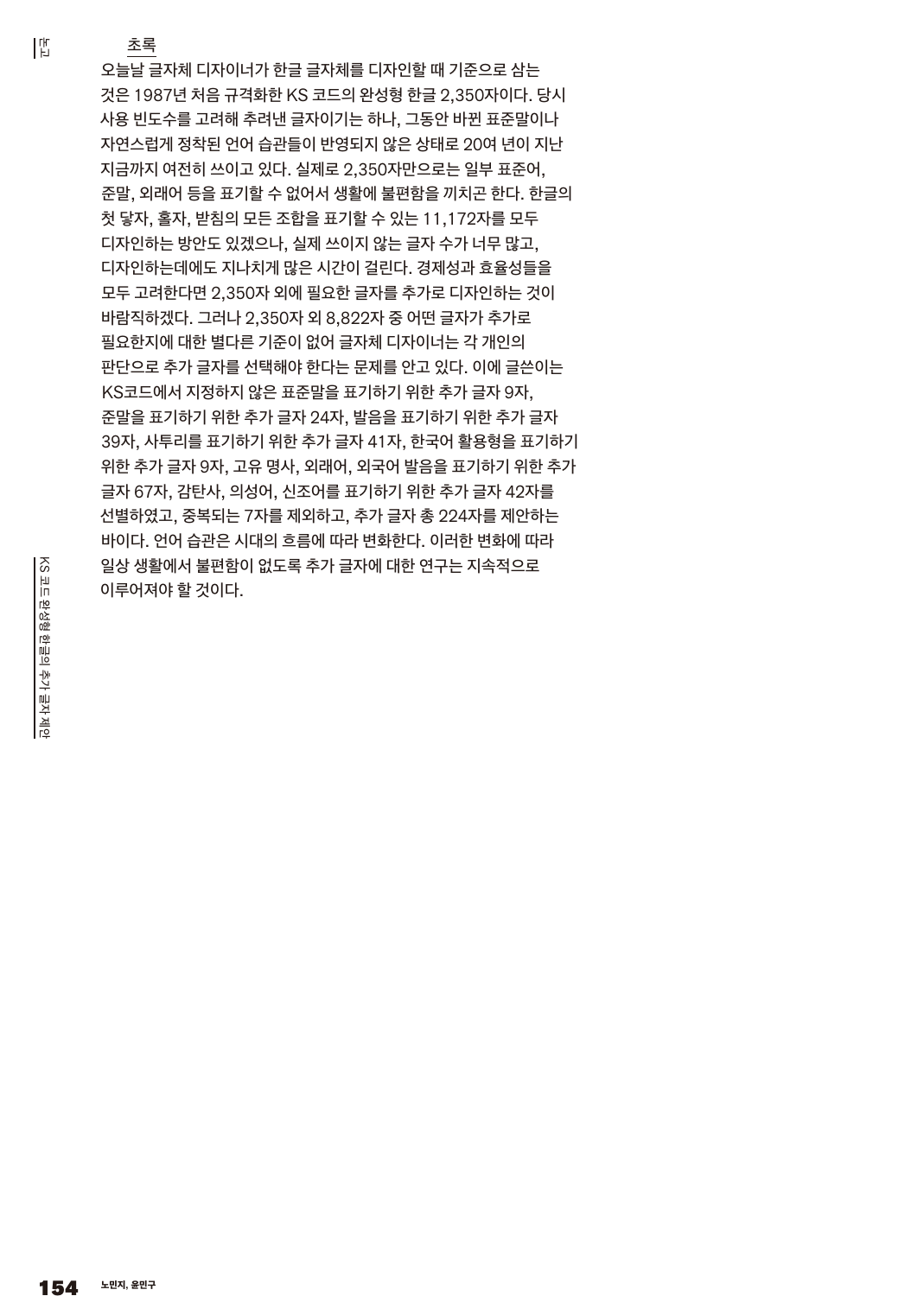## 초록

오늘날 글자체 디자이너가 한글 글자체를 디자인할 때 기준으로 삼는 것은 1987년 처음 규격화한 KS 코드의 완성형 한글 2,350자이다. 당시 사용 빈도수를 고려해 추려낸 글자이기는 하나, 그동안 바뀐 표준말이나 자연스럽게 정착된 언어 습관들이 반영되지 않은 상태로 20여 년이 지난 지금까지 여전히 쓰이고 있다. 실제로 2,350자만으로는 일부 표준어, 준말, 외래어 등을 표기할 수 없어서 생활에 불편함을 끼치곤 한다. 한글의 첫 닿자, 홀자, 받침의 모든 조합을 표기할 수 있는 11,172자를 모두 디자인하는 방안도 있겠으나, 실제 쓰이지 않는 글자 수가 너무 많고, 디자인하는데에도 지나치게 많은 시간이 걸린다. 경제성과 효율성들을 모두 고려한다면 2,350자 외에 필요한 글자를 추가로 디자인하는 것이 바람직하겠다. 그러나 2,350자 외 8,822자 중 어떤 글자가 추가로 필요한지에 대한 별다른 기준이 없어 글자체 디자이너는 각 개인의 판단으로 추가 글자를 선택해야 한다는 문제를 안고 있다. 이에 글쓴이는 KS코드에서 지정하지 않은 표준말을 표기하기 위한 추가 글자 9자, 준말을 표기하기 위한 추가 글자 24자, 발음을 표기하기 위한 추가 글자 39자, 사투리를 표기하기 위한 추가 글자 41자, 한국어 활용형을 표기하기 위한 추가 글자 9자, 고유 명사, 외래어, 외국어 발음을 표기하기 위한 추가 글자 67자, 감탄사, 의성어, 신조어를 표기하기 위한 추가 글자 42자를 선별하였고, 중복되는 7자를 제외하고, 추가 글자 총 224자를 제안하는 바이다. 언어 습관은 시대의 흐름에 따라 변화한다. 이러한 변화에 따라 일상 생활에서 불편함이 없도록 추가 글자에 대한 연구는 지속적으로 이루어져야 할 것이다.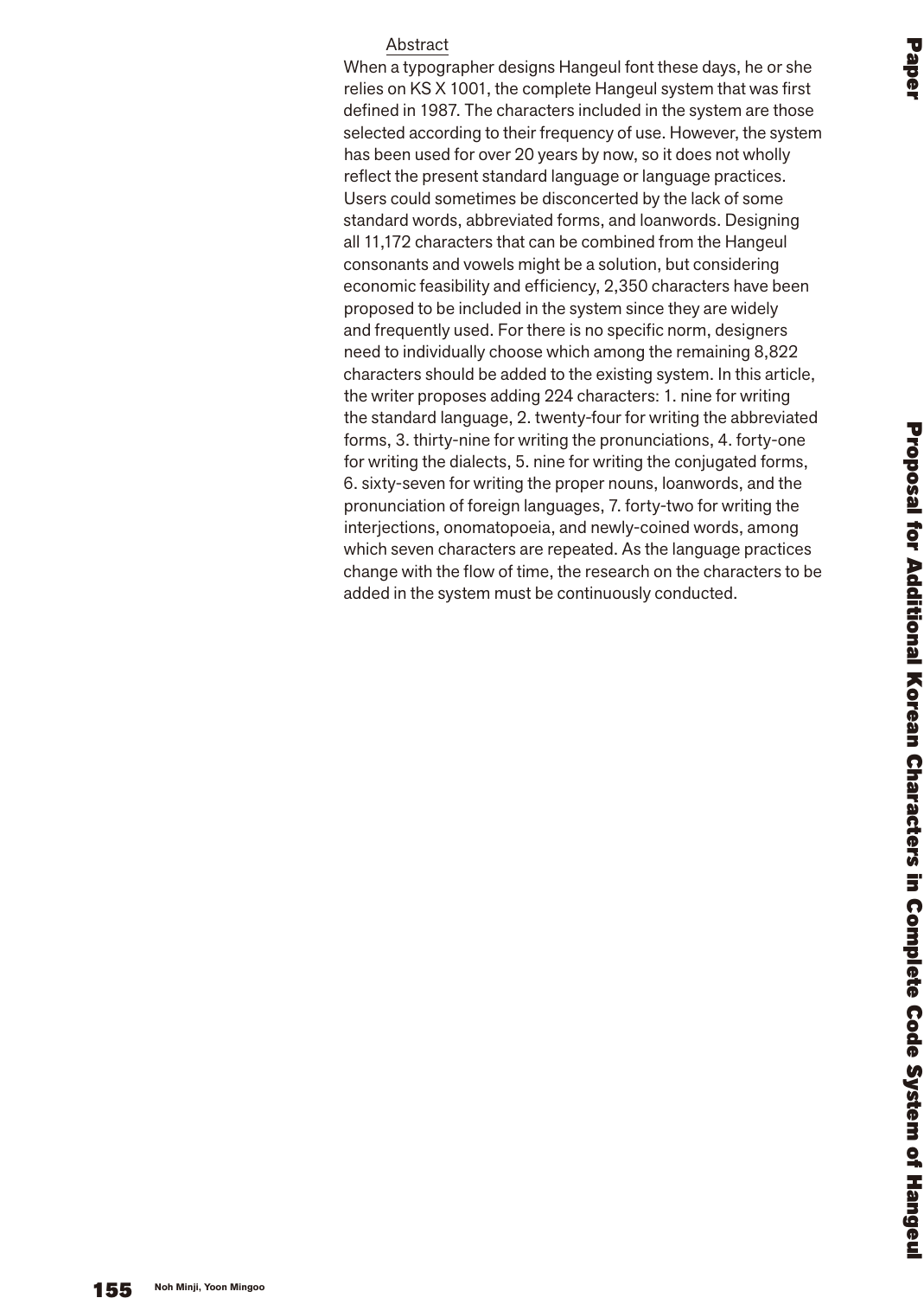## Abstract

When a typographer designs Hangeul font these days, he or she relies on KS X 1001, the complete Hangeul system that was first defined in 1987. The characters included in the system are those selected according to their frequency of use. However, the system has been used for over 20 years by now, so it does not wholly reflect the present standard language or language practices. Users could sometimes be disconcerted by the lack of some standard words, abbreviated forms, and loanwords. Designing all 11,172 characters that can be combined from the Hangeul consonants and vowels might be a solution, but considering economic feasibility and efficiency, 2,350 characters have been proposed to be included in the system since they are widely and frequently used. For there is no specific norm, designers need to individually choose which among the remaining 8,822 characters should be added to the existing system. In this article, the writer proposes adding 224 characters: 1. nine for writing the standard language, 2. twenty-four for writing the abbreviated forms, 3. thirty-nine for writing the pronunciations, 4. forty-one for writing the dialects, 5. nine for writing the conjugated forms, 6. sixty-seven for writing the proper nouns, loanwords, and the pronunciation of foreign languages, 7. forty-two for writing the interjections, onomatopoeia, and newly-coined words, among which seven characters are repeated. As the language practices change with the flow of time, the research on the characters to be added in the system must be continuously conducted.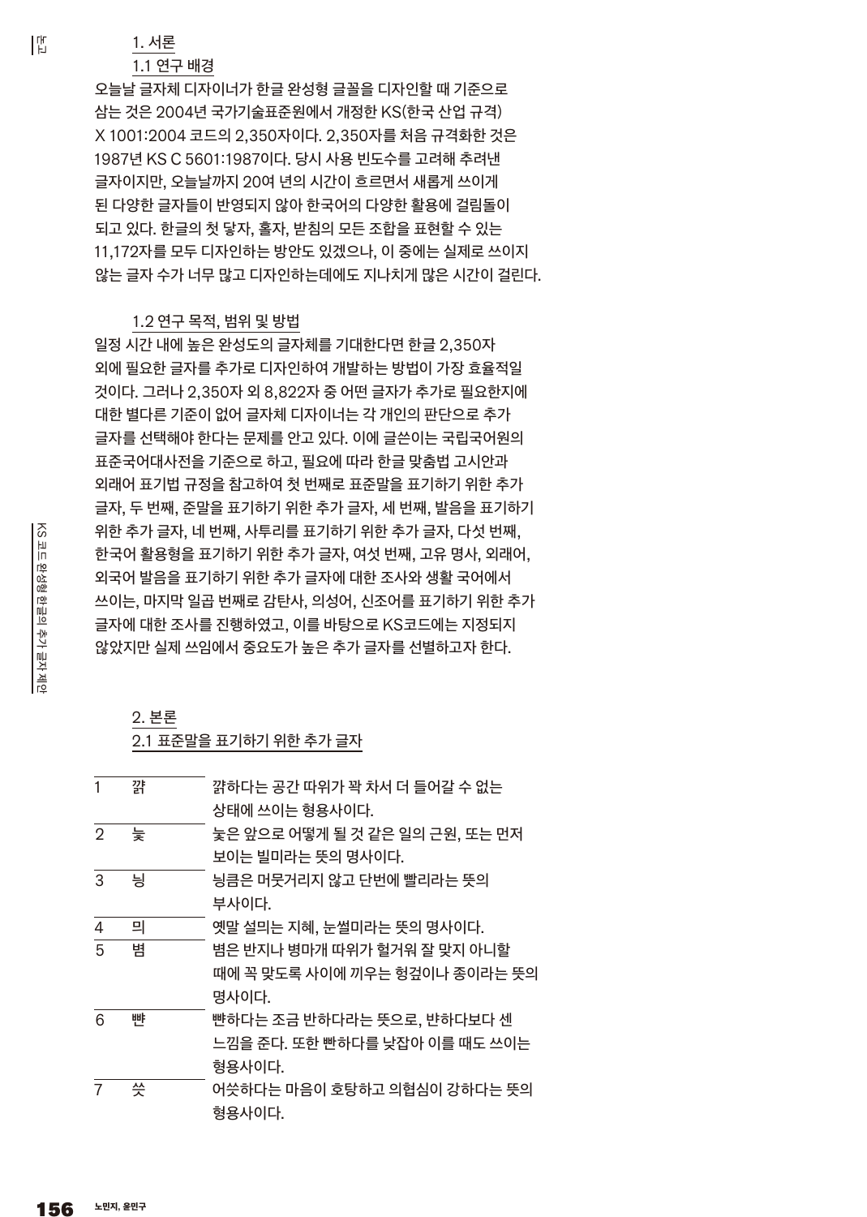## 1. 서론

### 1.1 연구 배경

오늘날 글자체 디자이너가 한글 완성형 글꼴을 디자인할 때 기준으로 삼는 것은 2004년 국가기술표준원에서 개정한 KS(한국 산업 규격) X 1001:2004 코드의 2,350자이다. 2,350자를 처음 규격화한 것은 1987년 KS C 5601:1987이다. 당시 사용 빈도수를 고려해 추려낸 글자이지만, 오늘날까지 20여 년의 시간이 흐르면서 새롭게 쓰이게 된 다양한 글자들이 반영되지 않아 한국어의 다양한 활용에 걸림돌이 되고 있다. 한글의 첫 닿자, 홀자, 받침의 모든 조합을 표현할 수 있는 11,172자를 모두 디자인하는 방안도 있겠으나, 이 중에는 실제로 쓰이지 않는 글자 수가 너무 많고 디자인하는데에도 지나치게 많은 시간이 걸린다.

### 1.2 연구 목적, 범위 및 방법

일정 시간 내에 높은 완성도의 글자체를 기대한다면 한글 2,350자 외에 필요한 글자를 추가로 디자인하여 개발하는 방법이 가장 효율적일 것이다. 그러나 2,350자 외 8,822자 중 어떤 글자가 추가로 필요한지에 대한 별다른 기준이 없어 글자체 디자이너는 각 개인의 판단으로 추가 글자를 선택해야 한다는 문제를 안고 있다. 이에 글쓴이는 국립국어원의 표준국어대사전을 기준으로 하고, 필요에 따라 한글 맞춤법 고시안과 외래어 표기법 규정을 참고하여 첫 번째로 표준말을 표기하기 위한 추가 글자, 두 번째, 준말을 표기하기 위한 추가 글자, 세 번째, 발음을 표기하기 위한 추가 글자, 네 번째, 사투리를 표기하기 위한 추가 글자, 다섯 번째, 한국어 활용형을 표기하기 위한 추가 글자, 여섯 번째, 고유 명사, 외래어, 외국어 발음을 표기하기 위한 추가 글자에 대한 조사와 생활 국어에서 쓰이는, 마지막 일곱 번째로 감탄사, 의성어, 신조어를 표기하기 위한 추가 글자에 대한 조사를 진행하였고, 이를 바탕으로 KS코드에는 지정되지 않았지만 실제 쓰임에서 중요도가 높은 추가 글자를 선별하고자 한다.

## 2. 본론

### 2.1 표준말을 표기하기 위한 추가 글자

| | | |
|---|---|---|
| 1 | 갉 | 갉하다는 공간 따위가 꽉 차서 더 들어갈 수 없는 상태에 쓰이는 형용사이다. |
| 2 | 늦 | 늦은 앞으로 어떻게 될 것 같은 일의 근원, 또는 먼저 보이는 빌미라는 뜻의 명사이다. |
| 3 | 닝 | 닝큼은 머뭇거리지 않고 단번에 빨리라는 뜻의 부사이다. |
| 4 | 믜 | 옛말 설믜는 지혜, 눈썰미라는 뜻의 명사이다. |
| 5 | 볌 | 볌은 반지나 병마개 따위가 헐거워 잘 맞지 아니할 때에 꼭 맞도록 사이에 끼우는 헝겊이나 종이라는 뜻의 명사이다. |
| 6 | 뺜 | 뺜하다는 조금 반하다라는 뜻으로, 뱐하다보다 센 느낌을 준다. 또한 빤하다를 낮잡아 이를 때도 쓰이는 형용사이다. |
| 7 | 씃 | 어씃하다는 마음이 호탕하고 의협심이 강하다는 뜻의 형용사이다. |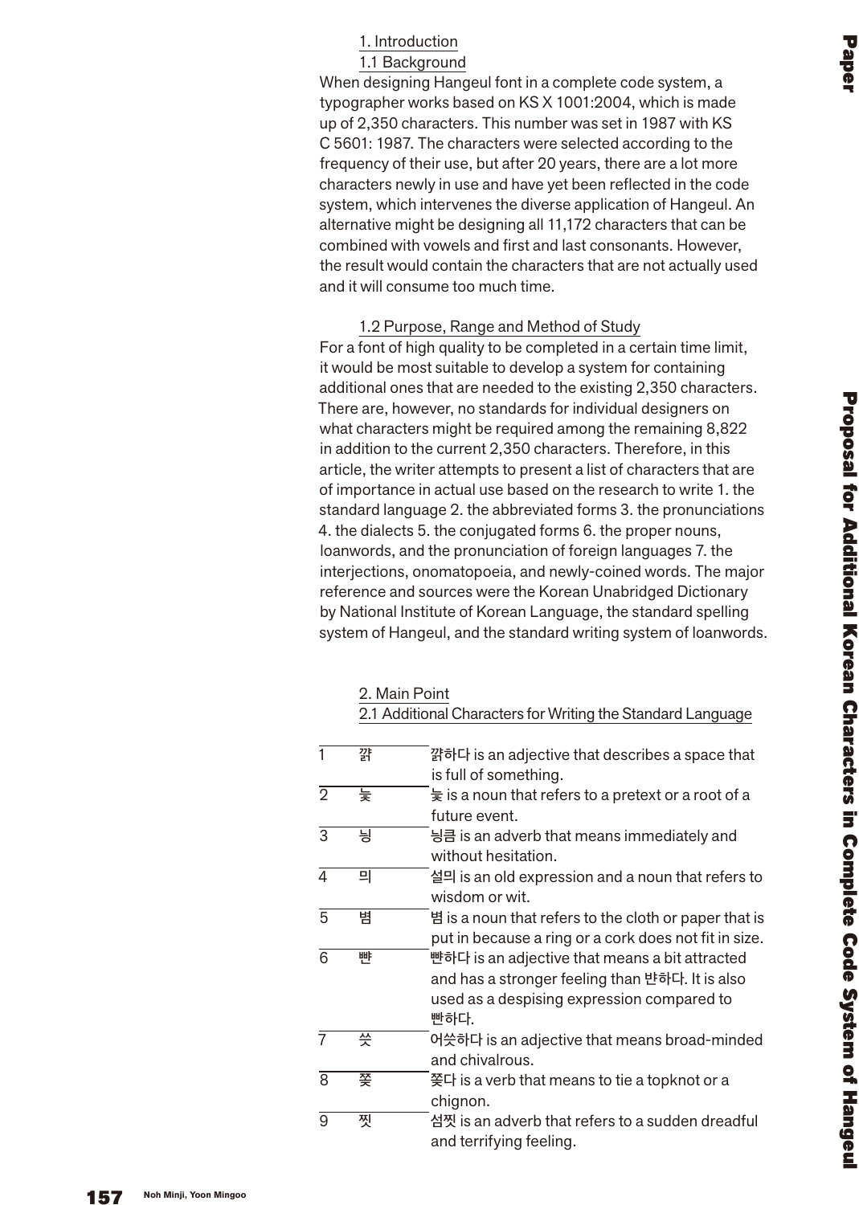### 1. Introduction

#### 1.1 Background

When designing Hangeul font in a complete code system, a typographer works based on KS X 1001:2004, which is made up of 2,350 characters. This number was set in 1987 with KS C 5601: 1987. The characters were selected according to the frequency of their use, but after 20 years, there are a lot more characters newly in use and have yet been reflected in the code system, which intervenes the diverse application of Hangeul. An alternative might be designing all 11,172 characters that can be combined with vowels and first and last consonants. However, the result would contain the characters that are not actually used and it will consume too much time.

#### 1.2 Purpose, Range and Method of Study

For a font of high quality to be completed in a certain time limit, it would be most suitable to develop a system for containing additional ones that are needed to the existing 2,350 characters. There are, however, no standards for individual designers on what characters might be required among the remaining 8,822 in addition to the current 2,350 characters. Therefore, in this article, the writer attempts to present a list of characters that are of importance in actual use based on the research to write 1. the standard language 2. the abbreviated forms 3. the pronunciations 4. the dialects 5. the conjugated forms 6. the proper nouns, loanwords, and the pronunciation of foreign languages 7. the interjections, onomatopoeia, and newly-coined words. The major reference and sources were the Korean Unabridged Dictionary by National Institute of Korean Language, the standard spelling system of Hangeul, and the standard writing system of loanwords.

### 2. Main Point

#### 2.1 Additional Characters for Writing the Standard Language

| | | |
|---|---|---|
| 1 | 걁 | 걁하다 is an adjective that describes a space that is full of something. |
| 2 | 늧 | 늧 is a noun that refers to a pretext or a root of a future event. |
| 3 | 닁 | 닁큼 is an adverb that means immediately and without hesitation. |
| 4 | 믜 | 설믜 is an old expression and a noun that refers to wisdom or wit. |
| 5 | 볨 | 볨 is a noun that refers to the cloth or paper that is put in because a ring or a cork does not fit in size. |
| 6 | 뺜 | 뺜하다 is an adjective that means a bit attracted and has a stronger feeling than 뱐하다. It is also used as a despising expression compared to 빤하다. |
| 7 | 슷 | 어슷하다 is an adjective that means broad-minded and chivalrous. |
| 8 | 쫒 | 쫒다 is a verb that means to tie a topknot or a chignon. |
| 9 | 찟 | 섬찟 is an adverb that refers to a sudden dreadful and terrifying feeling. |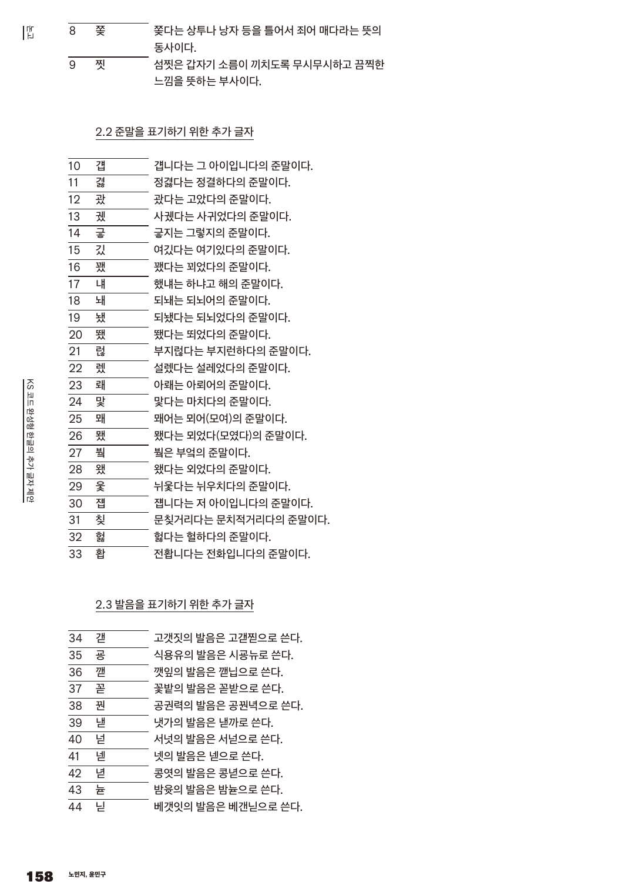| 8 | 쫒 | 쫒다는 상투나 낭자 등을 틀어서 죄어 매다라는 뜻의 동사이다. |
|---|---|---|
| 9 | 찟 | 섬찟은 갑자기 소름이 끼치도록 무시무시하고 끔찍한 느낌을 뜻하는 부사이다. |

### 2.2 준말을 표기하기 위한 추가 글자

| 10 | 걥 | 걥니다는 그 아이입니다의 준말이다. |
|---|---|---|
| 11 | 겷 | 정겷다는 정결하다의 준말이다. |
| 12 | 괐 | 괐다는 고았다의 준말이다. |
| 13 | 궜 | 사궜다는 사귀었다의 준말이다. |
| 14 | 긓 | 긓지는 그렇지의 준말이다. |
| 15 | 깄 | 여깄다는 여기있다의 준말이다. |
| 16 | 꽸 | 꽸다는 꾀었다의 준말이다. |
| 17 | 냬 | 했냬는 하냐고 해의 준말이다. |
| 18 | 돼 | 되돼는 되뇌어의 준말이다. |
| 19 | 뇄 | 되뇄다는 되뇌었다의 준말이다. |
| 20 | 뙜 | 뙜다는 뙤었다의 준말이다. |
| 21 | 렇 | 부지렇다는 부지런하다의 준말이다. |
| 22 | 렜 | 설렜다는 설레었다의 준말이다. |
| 23 | 뢔 | 아뢔는 아뢰어의 준말이다. |
| 24 | 맟 | 맟다는 마치다의 준말이다. |
| 25 | 뫠 | 뫠어는 뫼어(모여)의 준말이다. |
| 26 | 뫴 | 뫴다는 뫼었다(모였다)의 준말이다. |
| 27 | 붴 | 붴은 부엌의 준말이다. |
| 28 | 왰 | 왰다는 외었다의 준말이다. |
| 29 | 웇 | 뉘웇다는 뉘우치다의 준말이다. |
| 30 | 잽 | 잽니다는 저 아이입니다의 준말이다. |
| 31 | 칯 | 문칯거리다는 문치적거리다의 준말이다. |
| 32 | 헗 | 헗다는 헐하다의 준말이다. |
| 33 | 홥 | 전홥니다는 전화입니다의 준말이다. |

### 2.3 발음을 표기하기 위한 추가 글자

| 34 | 갠 | 고갯짓의 발음은 고갠찓으로 쓴다. |
|---|---|---|
| 35 | 공 | 식용유의 발음은 시공뉴로 쓴다. |
| 36 | 깬 | 깻잎의 발음은 깬닙으로 쓴다. |
| 37 | 꼳 | 꽃밭의 발음은 꼳받으로 쓴다. |
| 38 | 꿘 | 공권력의 발음은 공꿘녁으로 쓴다. |
| 39 | 낻 | 냇가의 발음은 낻까로 쓴다. |
| 40 | 넏 | 서넛의 발음은 서넏으로 쓴다. |
| 41 | 넫 | 넷의 발음은 넫으로 쓴다. |
| 42 | 녇 | 콩엿의 발음은 콩녇으로 쓴다. |
| 43 | 눋 | 밤윷의 발음은 밤눋으로 쓴다. |
| 44 | 닏 | 베갯잇의 발음은 베갠닏으로 쓴다. |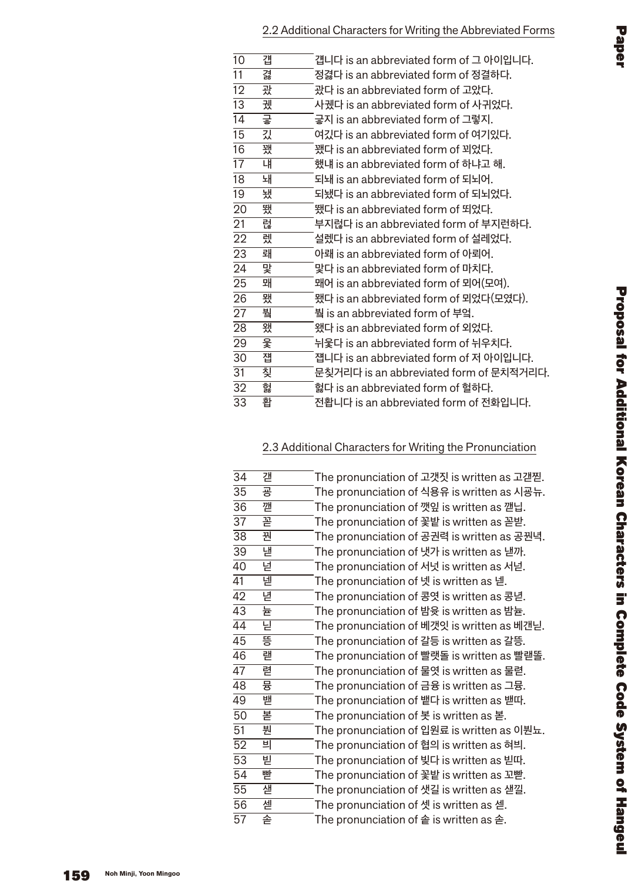## 2.2 Additional Characters for Writing the Abbreviated Forms

| | | |
|---|---|---|
| 10 | 걥 | 걥니다 is an abbreviated form of 그 아이입니다. |
| 11 | �史 | 정�史다 is an abbreviated form of 정결하다. |
| 12 | 괐 | 괐다 is an abbreviated form of 고았다. |
| 13 | 궸 | 사궸다 is an abbreviated form of 사귀었다. |
| 14 | 긓 | 긓지 is an abbreviated form of 그렇지. |
| 15 | 깄 | 여깄다 is an abbreviated form of 여기있다. |
| 16 | 꽸 | 꽸다 is an abbreviated form of 꾀었다. |
| 17 | 냬 | 했냬 is an abbreviated form of 하냐고 해. |
| 18 | 놰 | 되놰 is an abbreviated form of 되뇌어. |
| 19 | 뇄 | 되뇄다 is an abbreviated form of 되뇌었다. |
| 20 | 뙜 | 뙜다 is an abbreviated form of 뙤었다. |
| 21 | 렪 | 부지렪다 is an abbreviated form of 부지런하다. |
| 22 | 렜 | 설렜다 is an abbreviated form of 설레었다. |
| 23 | 뢔 | 아뢔 is an abbreviated form of 아뢰어. |
| 24 | 맟 | 맟다 is an abbreviated form of 마치다. |
| 25 | 뫠 | 뫠어 is an abbreviated form of 뫼어(모여). |
| 26 | 뫴 | 뫴다 is an abbreviated form of 뫼었다(모였다). |
| 27 | 뷬 | 뷬 is an abbreviated form of 부엌. |
| 28 | 왰 | 왰다 is an abbreviated form of 외었다. |
| 29 | 웇 | 뉘웇다 is an abbreviated form of 뉘우치다. |
| 30 | 쟵 | 쟵니다 is an abbreviated form of 저 아이입니다. |
| 31 | 칮 | 문칮거리다 is an abbreviated form of 문치적거리다. |
| 32 | 헗 | 헗다 is an abbreviated form of 헐하다. |
| 33 | 홥 | 전홥니다 is an abbreviated form of 전화입니다. |

## 2.3 Additional Characters for Writing the Pronunciation

| | | |
|---|---|---|
| 34 | 갣 | The pronunciation of 고갯짓 is written as 고갣찓. |
| 35 | 굥 | The pronunciation of 식용유 is written as 시굥뉴. |
| 36 | 깯 | The pronunciation of 깻잎 is written as 깯닙. |
| 37 | 꼳 | The pronunciation of 꽃밭 is written as 꼳받. |
| 38 | 꿘 | The pronunciation of 공권력 is written as 공꿘녁. |
| 39 | 낻 | The pronunciation of 냇가 is written as 낻까. |
| 40 | 넏 | The pronunciation of 서넛 is written as 서넏. |
| 41 | 넫 | The pronunciation of 넷 is written as 넫. |
| 42 | 녇 | The pronunciation of 콩엿 is written as 콩녇. |
| 43 | 뉻 | The pronunciation of 밤윷 is written as 밤뉻. |
| 44 | 닏 | The pronunciation of 베갯잇 is written as 베갠닏. |
| 45 | 뜽 | The pronunciation of 갈등 is written as 갈뜽. |
| 46 | 랟 | The pronunciation of 빨랫돌 is written as 빨랟똘. |
| 47 | �french | The pronunciation of 물엿 is written as 물렫. |
| 48 | 륭 | The pronunciation of 금융 is written as 그뮹. |
| 49 | 뱯 | The pronunciation of 뱉다 is written as 밷따. |
| 50 | 볻 | The pronunciation of 봇 is written as 볻. |
| 51 | 뷘 | The pronunciation of 입원료 is written as 이뷘뇨. |
| 52 | 븨 | The pronunciation of 협의 is written as 혀븨. |
| 53 | 빋 | The pronunciation of 빚다 is written as 빋따. |
| 54 | 빧 | The pronunciation of 꽃밭 is written as 꼬빧. |
| 55 | 샏 | The pronunciation of 샛길 is written as 샏낄. |
| 56 | 섿 | The pronunciation of 셋 is written as 섿. |
| 57 | 솓 | The pronunciation of 솥 is written as 솓. |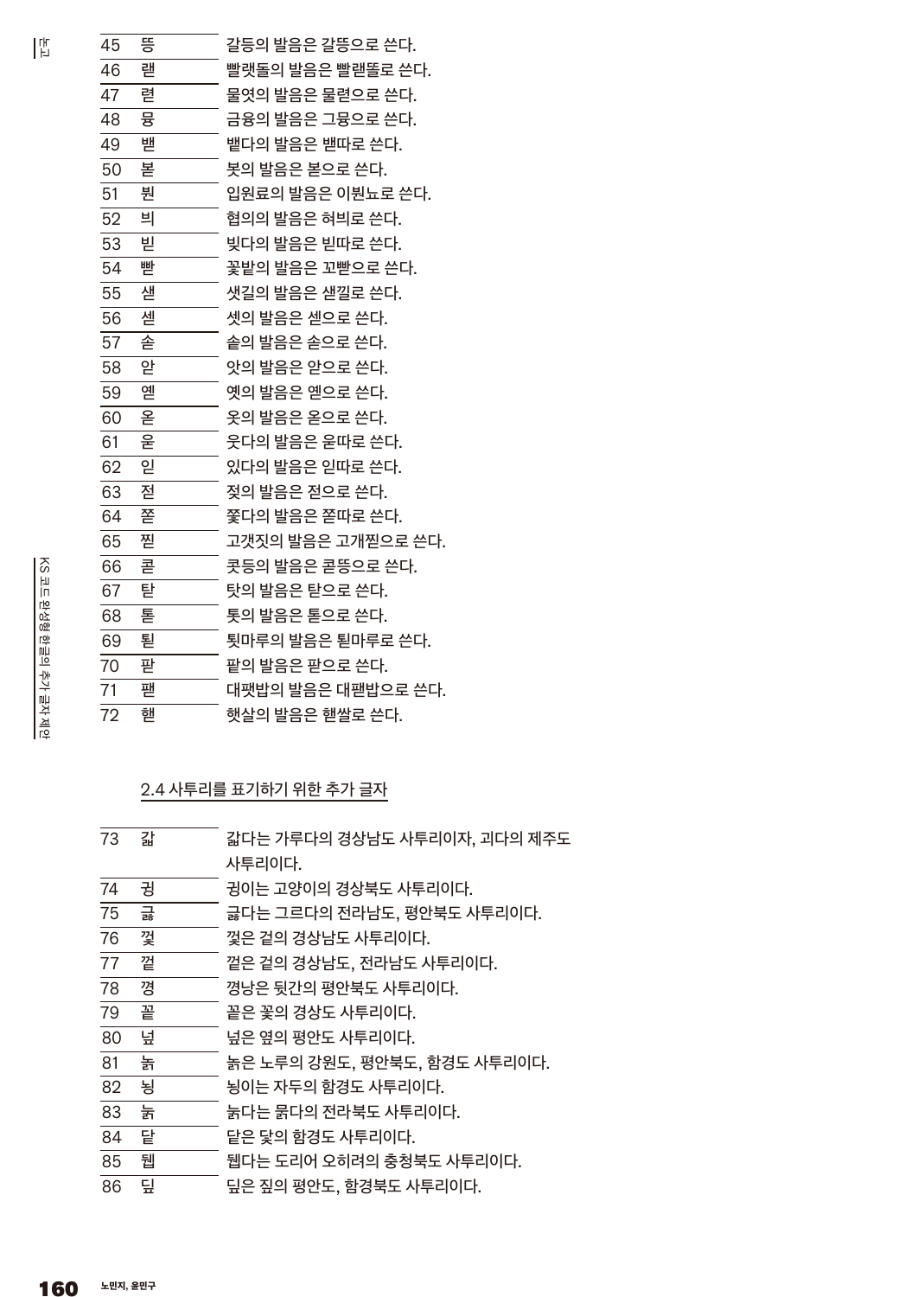| 45 | 뜽 | 갈등의 발음은 갈뜽으로 쓴다. |
|---|---|---|
| 46 | 랟 | 빨랫돌의 발음은 빨랟똘로 쓴다. |
| 47 | 렫 | 물엿의 발음은 물렫으로 쓴다. |
| 48 | 뮹 | 금융의 발음은 그뮹으로 쓴다. |
| 49 | 밷 | 뱉다의 발음은 밷따로 쓴다. |
| 50 | 봍 | 봇의 발음은 봍으로 쓴다. |
| 51 | 뷘 | 입원료의 발음은 이뷘뇨로 쓴다. |
| 52 | 븨 | 협의의 발음은 혀븨로 쓴다. |
| 53 | 빋 | 빚다의 발음은 빋따로 쓴다. |
| 54 | 빹 | 꽃밭의 발음은 꼬빹으로 쓴다. |
| 55 | 샏 | 샛길의 발음은 샏낄로 쓴다. |
| 56 | 셷 | 셋의 발음은 셷으로 쓴다. |
| 57 | 솓 | 솥의 발음은 솓으로 쓴다. |
| 58 | 앋 | 앗의 발음은 앋으로 쓴다. |
| 59 | 옏 | 옛의 발음은 옏으로 쓴다. |
| 60 | 옫 | 옷의 발음은 옫으로 쓴다. |
| 61 | 욷 | 웃다의 발음은 욷따로 쓴다. |
| 62 | 읻 | 있다의 발음은 읻따로 쓴다. |
| 63 | 젇 | 젖의 발음은 젇으로 쓴다. |
| 64 | 쫃 | 쫓다의 발음은 쫃따로 쓴다. |
| 65 | 짇 | 고갯짓의 발음은 고개짇으로 쓴다. |
| 66 | 콛 | 콧등의 발음은 콛뜽으로 쓴다. |
| 67 | 탇 | 탓의 발음은 탇으로 쓴다. |
| 68 | 톧 | 톳의 발음은 톧으로 쓴다. |
| 69 | 퇻 | 툇마루의 발음은 퇻마루로 쓴다. |
| 70 | 팓 | 팥의 발음은 팓으로 쓴다. |
| 71 | 팯 | 대팻밥의 발음은 대팯밥으로 쓴다. |
| 72 | 핻 | 햇살의 발음은 핻쌀로 쓴다. |

2.4 사투리를 표기하기 위한 추가 글자

| 73 | 갋 | 갋다는 가루다의 경상남도 사투리이자, 괴다의 제주도 사투리이다. |
|---|---|---|
| 74 | 귕 | 귕이는 고양이의 경상북도 사투리이다. |
| 75 | 긇 | 긇다는 그르다의 전라남도, 평안북도 사투리이다. |
| 76 | 갖 | 갖은 겉의 경상남도 사투리이다. |
| 77 | 겉 | 겉은 겉의 경상남도, 전라남도 사투리이다. |
| 78 | 경 | 경낭은 뒷간의 평안북도 사투리이다. |
| 79 | 꽅 | 꽅은 꽃의 경상도 사투리이다. |
| 80 | 넢 | 넢은 옆의 평안도 사투리이다. |
| 81 | 놁 | 놁은 노루의 강원도, 평안북도, 함경도 사투리이다. |
| 82 | 뉭 | 뉭이는 자두의 함경도 사투리이다. |
| 83 | 늙 | 늙다는 묽다의 전라북도 사투리이다. |
| 84 | 닽 | 닽은 닻의 함경도 사투리이다. |
| 85 | 뒙 | 뒙다는 도리어 오히려의 충청북도 사투리이다. |
| 86 | 딮 | 딮은 짚의 평안도, 함경북도 사투리이다. |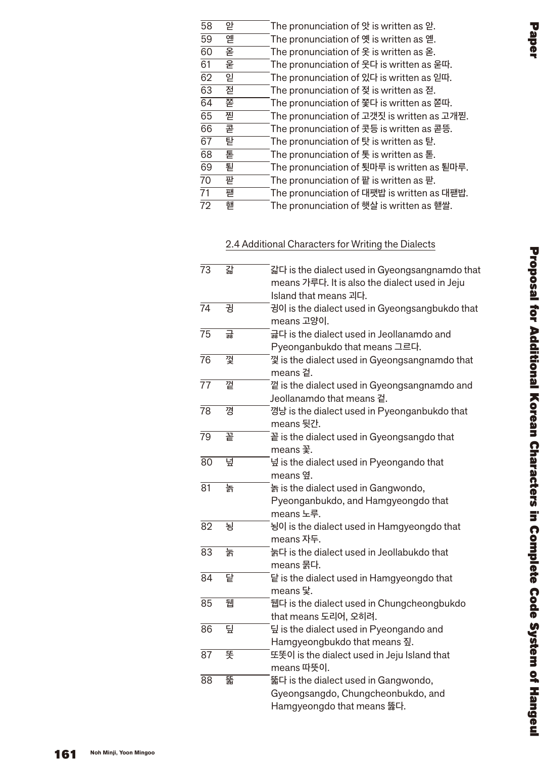| | | |
|---|---|---|
| 58 | 앋 | The pronunciation of 앗 is written as 앋. |
| 59 | 옏 | The pronunciation of 옛 is written as 옏. |
| 60 | 옫 | The pronunciation of 옷 is written as 옫. |
| 61 | 욷 | The pronunciation of 웃다 is written as 욷따. |
| 62 | 읻 | The pronunciation of 있다 is written as 읻따. |
| 63 | 젇 | The pronunciation of 젓 is written as 젇. |
| 64 | 쫃 | The pronunciation of 쫓다 is written as 쫃따. |
| 65 | 짇 | The pronunciation of 고갯짓 is written as 고개짇. |
| 66 | 콛 | The pronunciation of 콧등 is written as 콛뜽. |
| 67 | 탇 | The pronunciation of 탓 is written as 탇. |
| 68 | 톧 | The pronunciation of 톳 is written as 톧. |
| 69 | 퇻 | The pronunciation of 툇마루 is written as 퇻마루. |
| 70 | 팓 | The pronunciation of 팥 is written as 팓. |
| 71 | 팯 | The pronunciation of 대팻밥 is written as 대팯밥. |
| 72 | 핻 | The pronunciation of 햇살 is written as 핻쌀. |

## 2.4 Additional Characters for Writing the Dialects

| | | |
|---|---|---|
| 73 | 갋 | 갋다 is the dialect used in Gyeongsangnamdo that means 가루다. It is also the dialect used in Jeju Island that means 괴다. |
| 74 | 궝 | 궝이 is the dialect used in Gyeongsangbukdo that means 고양이. |
| 75 | 긇 | 긇다 is the dialect used in Jeollanamdo and Pyeonganbukdo that means 그르다. |
| 76 | 깢 | 깢 is the dialect used in Gyeongsangnamdo that means 겉. |
| 77 | 껕 | 껕 is the dialect used in Gyeongsangnamdo and Jeollanamdo that means 겉. |
| 78 | 꼉 | 꼉낭 is the dialect used in Pyeonganbukdo that means 뒷간. |
| 79 | 꽅 | 꽅 is the dialect used in Gyeongsangdo that means 꽃. |
| 80 | 넢 | 넢 is the dialect used in Pyeongando that means 옆. |
| 81 | 눍 | 눍 is the dialect used in Gangwondo, Pyeonganbukdo, and Hamgyeongdo that means 노루. |
| 82 | 뵝 | 뵝이 is the dialect used in Hamgyeongdo that means 자두. |
| 83 | 눎 | 눎다 is the dialect used in Jeollabukdo that means 묽다. |
| 84 | 닽 | 닽 is the dialect used in Hamgyeongdo that means 닻. |
| 85 | 뒙 | 뒙다 is the dialect used in Chungcheongbukdo that means 도리어, 오히려. |
| 86 | 딮 | 딮 is the dialect used in Pyeongando and Hamgyeongbukdo that means 짚. |
| 87 | 똣 | 또똣이 is the dialect used in Jeju Island that means 따뜻이. |
| 88 | 뚧 | 뚧다 is the dialect used in Gangwondo, Gyeongsangdo, Chungcheonbukdo, and Hamgyeongdo that means 뚫다. |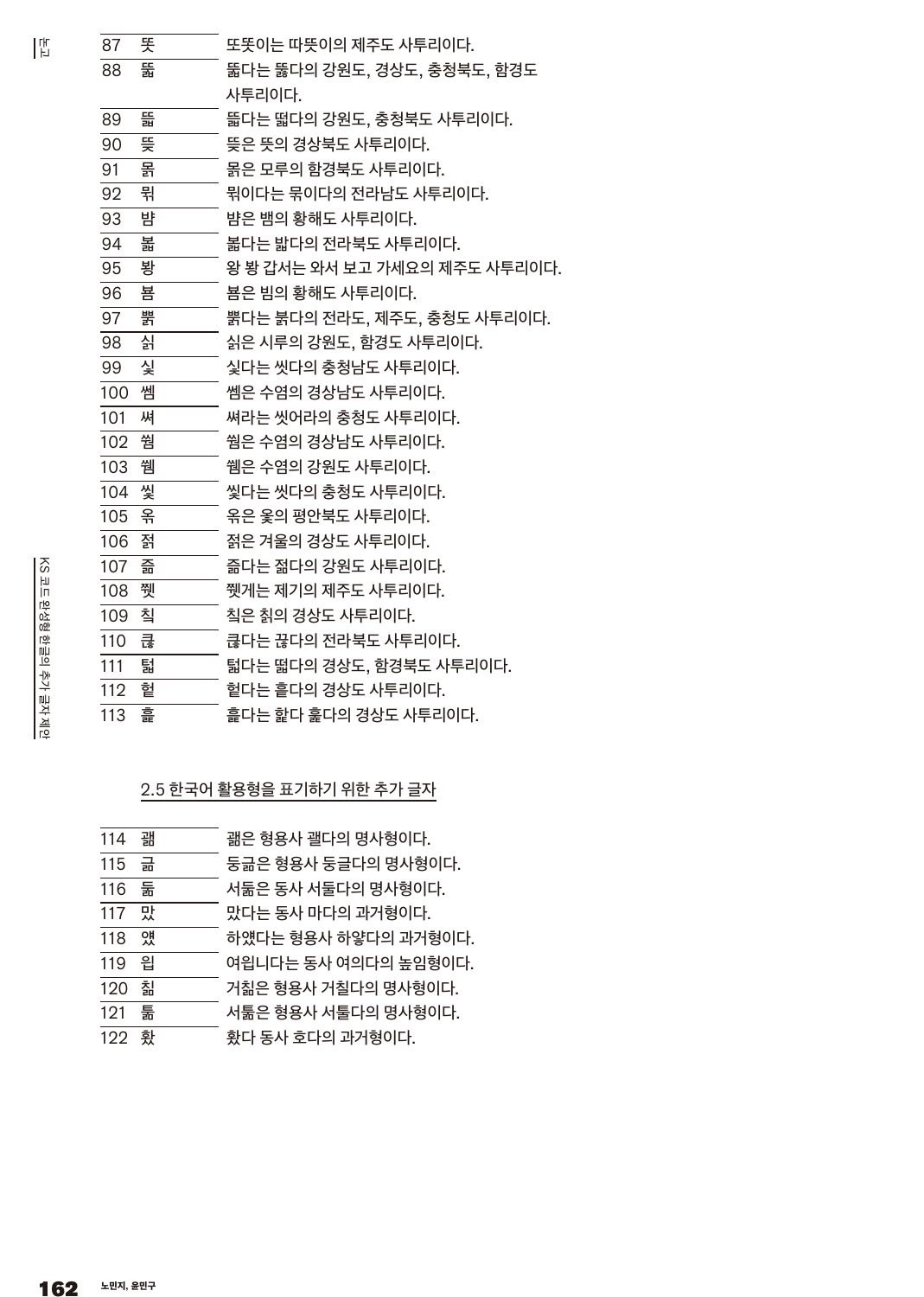| | | |
|---|---|---|
| 87 | 똣 | 또똣이는 따뜻이의 제주도 사투리이다. |
| 88 | 뚧 | 뚧다는 뚫다의 강원도, 경상도, 충청북도, 함경도 사투리이다. |
| 89 | 뜳 | 뜳다는 떫다의 강원도, 충청북도 사투리이다. |
| 90 | 뜻 | 뜻은 뜻의 경상북도 사투리이다. |
| 91 | 몱 | 몱은 모루의 함경북도 사투리이다. |
| 92 | 뭬 | 뭬이다는 묶이다의 전라남도 사투리이다. |
| 93 | 뱜 | 뱜은 뱀의 황해도 사투리이다. |
| 94 | 볿 | 볿다는 밟다의 전라북도 사투리이다. |
| 95 | 봥 | 왕 봥 갑서는 와서 보고 가세요의 제주도 사투리이다. |
| 96 | 븸 | 븸은 빔의 황해도 사투리이다. |
| 97 | 뷝 | 뷝다는 붉다의 전라도, 제주도, 충청도 사투리이다. |
| 98 | 싊 | 싊은 시루의 강원도, 함경도 사투리이다. |
| 99 | 싳 | 싳다는 씻다의 충청남도 사투리이다. |
| 100 | 쎔 | 쎔은 수염의 경상남도 사투리이다. |
| 101 | 쎠 | 쎠라는 씻어라의 충청도 사투리이다. |
| 102 | 쒐 | 쒐은 수염의 경상남도 사투리이다. |
| 103 | 쒬 | 쒬은 수염의 강원도 사투리이다. |
| 104 | 씿 | 씿다는 씻다의 충청도 사투리이다. |
| 105 | 옭 | 옭은 옻의 평안북도 사투리이다. |
| 106 | 젉 | 젉은 겨울의 경상도 사투리이다. |
| 107 | 즒 | 즒다는 젊다의 강원도 사투리이다. |
| 108 | 쮓 | 쮓게는 제기의 제주도 사투리이다. |
| 109 | 칙 | 칙은 칡의 경상도 사투리이다. |
| 110 | 킳 | 킳다는 끊다의 전라북도 사투리이다. |
| 111 | 턻 | 턻다는 떫다의 경상도, 함경북도 사투리이다. |
| 112 | 헐 | 헐다는 흩다의 경상도 사투리이다. |
| 113 | 훑 | 훑다는 핥다 훑다의 경상도 사투리이다. |

2.5 한국어 활용형을 표기하기 위한 추가 글자

| | | |
|---|---|---|
| 114 | 괢 | 괢은 형용사 괠다의 명사형이다. |
| 115 | 긆 | 둥긆은 형용사 둥글다의 명사형이다. |
| 116 | 둛 | 서둛은 동사 서둘다의 명사형이다. |
| 117 | 맜 | 맜다는 동사 마다의 과거형이다. |
| 118 | 얬 | 하얬다는 형용사 하얗다의 과거형이다. |
| 119 | 읩 | 여읩니다는 동사 여의다의 높임형이다. |
| 120 | 칢 | 거칢은 형용사 거칠다의 명사형이다. |
| 121 | 툶 | 서툶은 형용사 서툴다의 명사형이다. |
| 122 | 홨 | 홨다 동사 호다의 과거형이다. |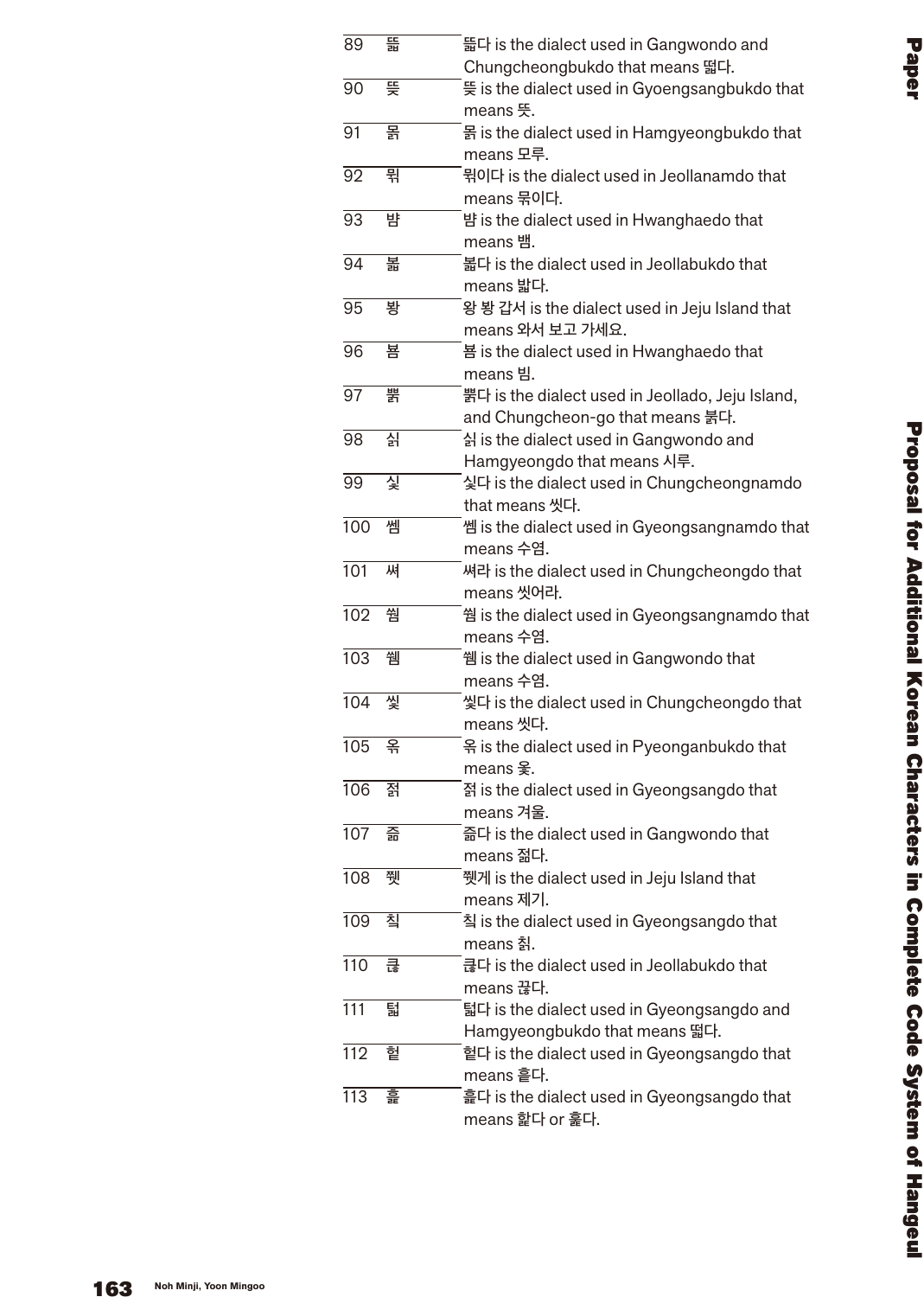| | | |
|---|---|---|
| 89 | 뜗 | 뜗다 is the dialect used in Gangwondo and Chungcheongbukdo that means 떫다. |
| 90 | 뜻 | 뜻 is the dialect used in Gyoengsangbukdo that means 뜻. |
| 91 | 뭙 | 뭙 is the dialect used in Hamgyeongbukdo that means 모루. |
| 92 | 뭬 | 뭬이다 is the dialect used in Jeollanamdo that means 묵이다. |
| 93 | 뱜 | 뱜 is the dialect used in Hwanghaedo that means 뱀. |
| 94 | 붊 | 붊다 is the dialect used in Jeollabukdo that means 밟다. |
| 95 | 봥 | 왕 봥 갑서 is the dialect used in Jeju Island that means 와서 보고 가세요. |
| 96 | 븜 | 븜 is the dialect used in Hwanghaedo that means 빔. |
| 97 | 뿕 | 뿕다 is the dialect used in Jeollado, Jeju Island, and Chungcheon-go that means 붉다. |
| 98 | 싊 | 싊 is the dialect used in Gangwondo and Hamgyeongdo that means 시루. |
| 99 | 싳 | 싳다 is the dialect used in Chungcheongnamdo that means 씻다. |
| 100 | 쎔 | 쎔 is the dialect used in Gyeongsangnamdo that means 수염. |
| 101 | 쎠 | 쎠라 is the dialect used in Chungcheongdo that means 씻어라. |
| 102 | 쒐 | 쒐 is the dialect used in Gyeongsangnamdo that means 수염. |
| 103 | 쒬 | 쒬 is the dialect used in Gangwondo that means 수염. |
| 104 | 씿 | 씿다 is the dialect used in Chungcheongdo that means 씻다. |
| 105 | 읏 | 읏 is the dialect used in Pyeonganbukdo that means 옻. |
| 106 | 젉 | 젉 is the dialect used in Gyeongsangdo that means 겨울. |
| 107 | 즘 | 즘다 is the dialect used in Gangwondo that means 젊다. |
| 108 | 쮓 | 쮓게 is the dialect used in Jeju Island that means 제기. |
| 109 | 칙 | 칙 is the dialect used in Gyeongsangdo that means 칡. |
| 110 | 큲 | 큲다 is the dialect used in Jeollabukdo that means 끊다. |
| 111 | �googl | �googl다 is the dialect used in Gyeongsangdo and Hamgyeongbukdo that means 떫다. |
| 112 | 헐 | 헐다 is the dialect used in Gyeongsangdo that means 흩다. |
| 113 | 홅 | 홅다 is the dialect used in Gyeongsangdo that means 핥다 or 훑다. |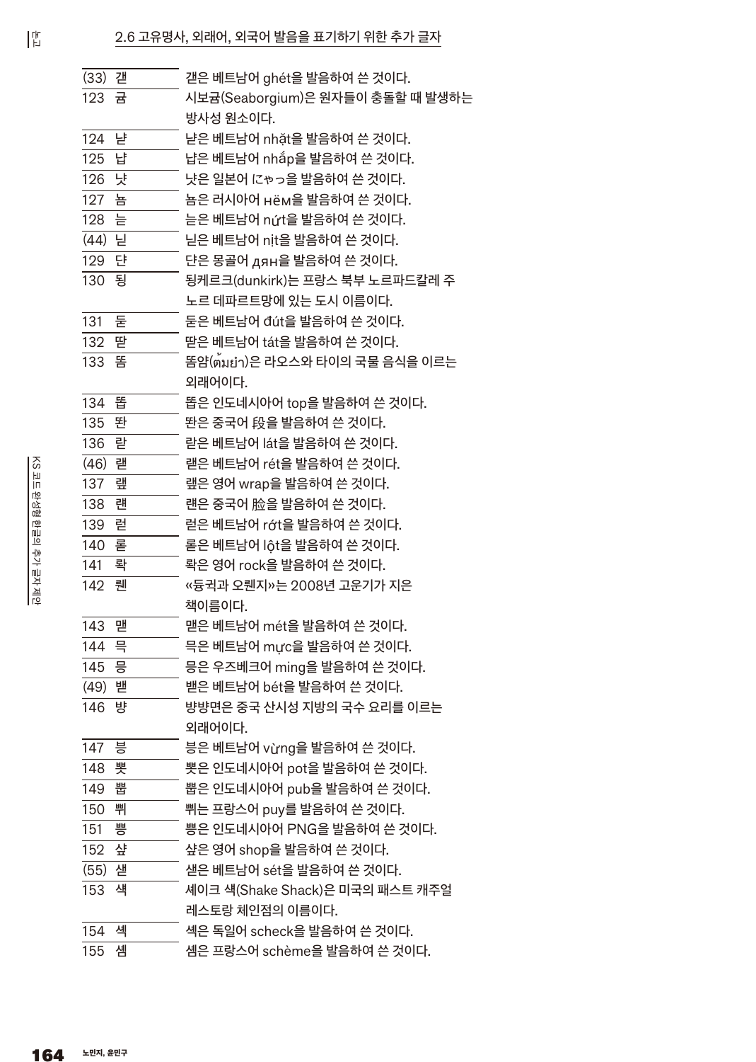## 2.6 고유명사, 외래어, 외국어 발음을 표기하기 위한 추가 글자

| | | |
|---|---|---|
| (33) | 갣 | 갣은 베트남어 ghét을 발음하여 쓴 것이다. |
| 123 | 귬 | 시보귬(Seaborgium)은 원자들이 충돌할 때 발생하는 방사성 원소이다. |
| 124 | 냗 | 냗은 베트남어 nhặt을 발음하여 쓴 것이다. |
| 125 | 냡 | 냡은 베트남어 nhắp을 발음하여 쓴 것이다. |
| 126 | 냣 | 냣은 일본어 にゃっ을 발음하여 쓴 것이다. |
| 127 | 뇸 | 뇸은 러시아어 нём을 발음하여 쓴 것이다. |
| 128 | 늗 | 늗은 베트남어 nứt을 발음하여 쓴 것이다. |
| (44) | 닏 | 닏은 베트남어 nịt을 발음하여 쓴 것이다. |
| 129 | 댠 | 댠은 몽골어 дян을 발음하여 쓴 것이다. |
| 130 | 됭 | 됭케르크(dunkirk)는 프랑스 북부 노르파드칼레 주 노르 데파르트망에 있는 도시 이름이다. |
| 131 | 둗 | 둗은 베트남어 đút을 발음하여 쓴 것이다. |
| 132 | 딷 | 딷은 베트남어 tát을 발음하여 쓴 것이다. |
| 133 | 똠 | 똠얌(ต้มยำ)은 라오스와 타이의 국물 음식을 이르는 외래어이다. |
| 134 | 똡 | 똡은 인도네시아어 top을 발음하여 쓴 것이다. |
| 135 | 똰 | 똰은 중국어 段을 발음하여 쓴 것이다. |
| 136 | 랃 | 랃은 베트남어 lát을 발음하여 쓴 것이다. |
| (46) | 랟 | 랟은 베트남어 rét을 발음하여 쓴 것이다. |
| 137 | 랲 | 랲은 영어 wrap을 발음하여 쓴 것이다. |
| 138 | 롄 | 롄은 중국어 脸을 발음하여 쓴 것이다. |
| 139 | 럳 | 럳은 베트남어 rớt을 발음하여 쓴 것이다. |
| 140 | 롣 | 롣은 베트남어 lột을 발음하여 쓴 것이다. |
| 141 | 롴 | 롴은 영어 rock을 발음하여 쓴 것이다. |
| 142 | 뤤 | «듕귁과 오뤤지»는 2008년 고운기가 지은 책이름이다. |
| 143 | 맫 | 맫은 베트남어 mét을 발음하여 쓴 것이다. |
| 144 | 믁 | 믁은 베트남어 mực을 발음하여 쓴 것이다. |
| 145 | 믕 | 믕은 우즈베크어 ming을 발음하여 쓴 것이다. |
| (49) | 벧 | 벧은 베트남어 bét을 발음하여 쓴 것이다. |
| 146 | 뱡 | 뱡뱡면은 중국 산시성 지방의 국수 요리를 이르는 외래어이다. |
| 147 | 븡 | 븡은 베트남어 vừng을 발음하여 쓴 것이다. |
| 148 | 뽓 | 뽓은 인도네시아어 pot을 발음하여 쓴 것이다. |
| 149 | 뿝 | 뿝은 인도네시아어 pub을 발음하여 쓴 것이다. |
| 150 | 쀠 | 쀠는 프랑스어 puy를 발음하여 쓴 것이다. |
| 151 | 삥 | 삥은 인도네시아어 PNG을 발음하여 쓴 것이다. |
| 152 | 샾 | 샾은 영어 shop을 발음하여 쓴 것이다. |
| (55) | 섿 | 섿은 베트남어 sét을 발음하여 쓴 것이다. |
| 153 | 섁 | 셰이크 섁(Shake Shack)은 미국의 패스트 캐주얼 레스토랑 체인점의 이름이다. |
| 154 | 셱 | 셱은 독일어 scheck을 발음하여 쓴 것이다. |
| 155 | 셈 | 셈은 프랑스어 schème을 발음하여 쓴 것이다. |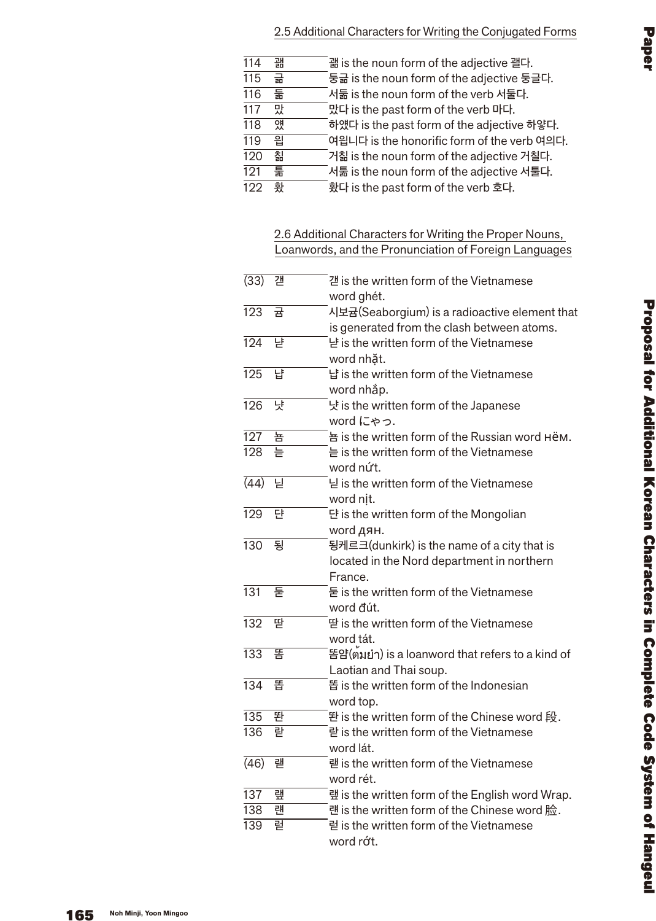### 2.5 Additional Characters for Writing the Conjugated Forms

| | | |
|---|---|---|
| 114 | 괢 | 괢 is the noun form of the adjective 괢다. |
| 115 | 긂 | 둥긂 is the noun form of the adjective 둥글다. |
| 116 | 둚 | 서둚 is the noun form of the verb 서둘다. |
| 117 | 맜 | 맜다 is the past form of the verb 마다. |
| 118 | 얬 | 하얬다 is the past form of the adjective 하얗다. |
| 119 | 읩 | 여읩니다 is the honorific form of the verb 여의다. |
| 120 | 칢 | 거칢 is the noun form of the adjective 거칠다. |
| 121 | 툶 | 서툶 is the noun form of the adjective 서툴다. |
| 122 | 홨 | 홨다 is the past form of the verb 호다. |

### 2.6 Additional Characters for Writing the Proper Nouns, Loanwords, and the Pronunciation of Foreign Languages

| | | |
|---|---|---|
| (33) | 갣 | 갣 is the written form of the Vietnamese word ghét. |
| 123 | 귬 | 시보귬(Seaborgium) is a radioactive element that is generated from the clash between atoms. |
| 124 | 냩 | 냩 is the written form of the Vietnamese word nhặt. |
| 125 | 냡 | 냡 is the written form of the Vietnamese word nhắp. |
| 126 | 냣 | 냣 is the written form of the Japanese word にゃっ. |
| 127 | 뇸 | 뇸 is the written form of the Russian word нём. |
| 128 | 늗 | 늗 is the written form of the Vietnamese word nứt. |
| (44) | 닏 | 닏 is the written form of the Vietnamese word nịt. |
| 129 | 댠 | 댠 is the written form of the Mongolian word дян. |
| 130 | 됭 | 됭케르크(dunkirk) is the name of a city that is located in the Nord department in northern France. |
| 131 | 둗 | 둗 is the written form of the Vietnamese word đút. |
| 132 | 땉 | 땉 is the written form of the Vietnamese word tát. |
| 133 | 똠 | 똠얌(ต้มยำ) is a loanword that refers to a kind of Laotian and Thai soup. |
| 134 | 뚭 | 뚭 is the written form of the Indonesian word top. |
| 135 | 똰 | 똰 is the written form of the Chinese word 段. |
| 136 | 랕 | 랕 is the written form of the Vietnamese word lát. |
| (46) | 랟 | 랟 is the written form of the Vietnamese word rét. |
| 137 | 랲 | 랲 is the written form of the English word Wrap. |
| 138 | 랜 | 랜 is the written form of the Chinese word 脸. |
| 139 | 럳 | 럳 is the written form of the Vietnamese word rớt. |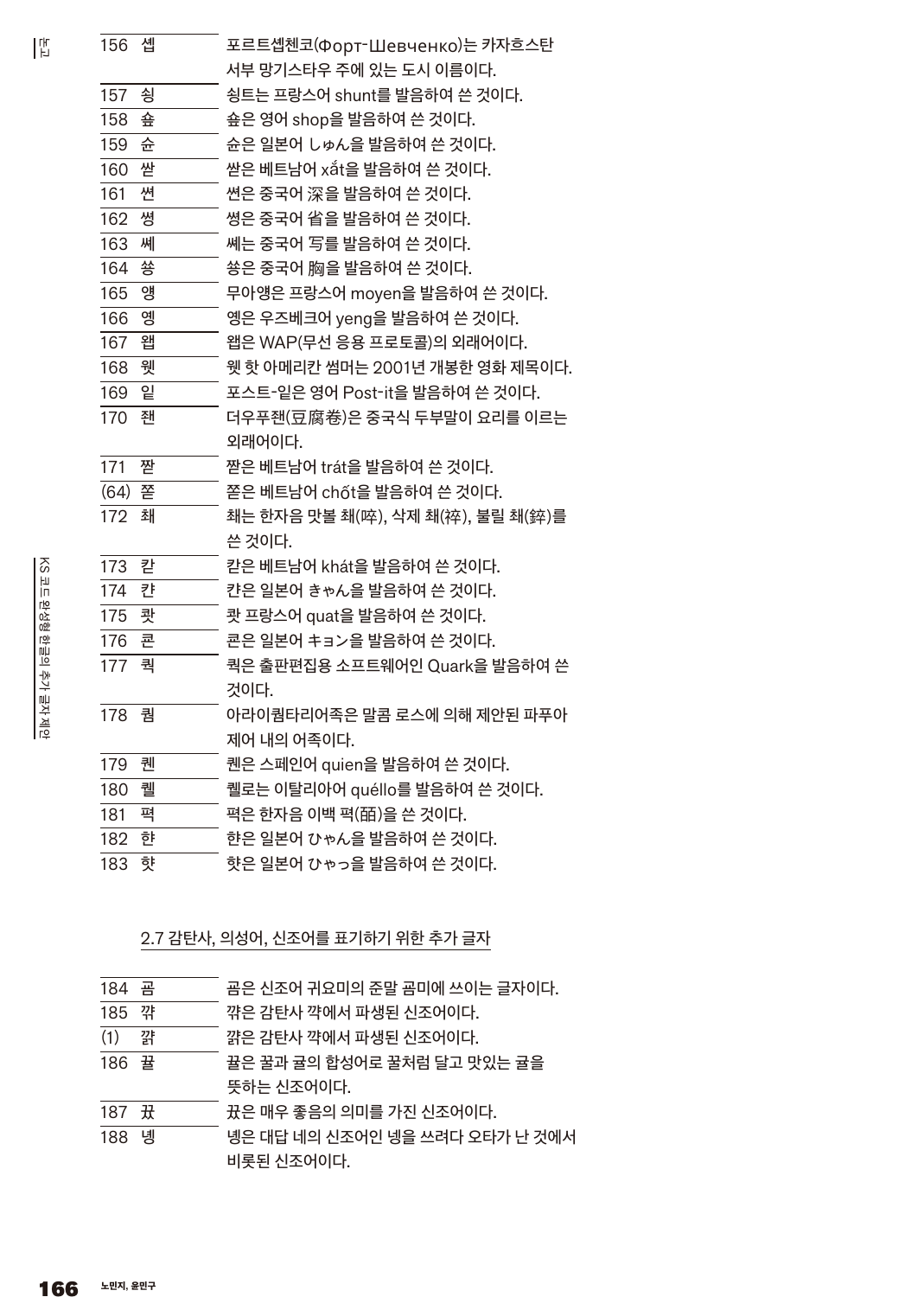| | | |
|---|---|---|
| 156 | 셉 | 포르트셉첸코(Форт-Шевченко)는 카자흐스탄 서부 망기스타우 주에 있는 도시 이름이다. |
| 157 | 슁 | 슁트는 프랑스어 shunt를 발음하여 쓴 것이다. |
| 158 | 슢 | 슢은 영어 shop을 발음하여 쓴 것이다. |
| 159 | 슌 | 슌은 일본어 しゅん을 발음하여 쓴 것이다. |
| 160 | 싿 | 싿은 베트남어 xắt을 발음하여 쓴 것이다. |
| 161 | 션 | 션은 중국어 深을 발음하여 쓴 것이다. |
| 162 | 셩 | 셩은 중국어 省을 발음하여 쓴 것이다. |
| 163 | 셰 | 셰는 중국어 写를 발음하여 쓴 것이다. |
| 164 | 쓩 | 쓩은 중국어 胸을 발음하여 쓴 것이다. |
| 165 | 앵 | 무아앵은 프랑스어 moyen을 발음하여 쓴 것이다. |
| 166 | 옝 | 옝은 우즈베크어 yeng을 발음하여 쓴 것이다. |
| 167 | 왭 | 왭은 WAP(무선 응용 프로토콜)의 외래어이다. |
| 168 | 웻 | 웻 핫 아메리칸 썸머는 2001년 개봉한 영화 제목이다. |
| 169 | 잍 | 포스트-잍은 영어 Post-it을 발음하여 쓴 것이다. |
| 170 | 잰 | 더우푸잰(豆腐卷)은 중국식 두부말이 요리를 이르는 외래어이다. |
| 171 | 짝 | 짝은 베트남어 trát을 발음하여 쓴 것이다. |
| (64) | 쫃 | 쫃은 베트남어 chốt을 발음하여 쓴 것이다. |
| 172 | 쵀 | 쵀는 한자음 맛볼 쵀(啐), 삭제 쵀(䘹), 불릴 쵀(錊)를 쓴 것이다. |
| 173 | 캍 | 캍은 베트남어 khát을 발음하여 쓴 것이다. |
| 174 | 캰 | 캰은 일본어 きゃん을 발음하여 쓴 것이다. |
| 175 | 쾃 | 쾃 프랑스어 quat을 발음하여 쓴 것이다. |
| 176 | 쿈 | 쿈은 일본어 キョン을 발음하여 쓴 것이다. |
| 177 | 쿽 | 쿽은 출판편집용 소프트웨어인 Quark을 발음하여 쓴 것이다. |
| 178 | 퀌 | 아라이퀌타리어족은 말콤 로스에 의해 제안된 파푸아 제어 내의 어족이다. |
| 179 | 퀜 | 퀜은 스페인어 quien을 발음하여 쓴 것이다. |
| 180 | 퀠 | 퀠로는 이탈리아어 quéllo를 발음하여 쓴 것이다. |
| 181 | 퍽 | 퍽은 한자음 이백 퍽(皕)을 쓴 것이다. |
| 182 | 햔 | 햔은 일본어 ひゃん을 발음하여 쓴 것이다. |
| 183 | 햣 | 햣은 일본어 ひゃっ을 발음하여 쓴 것이다. |

### 2.7 감탄사, 의성어, 신조어를 표기하기 위한 추가 글자

| | | |
|---|---|---|
| 184 | 곰 | 곰은 신조어 귀요미의 준말 곰미에 쓰이는 글자이다. |
| 185 | 꺍 | 꺍은 감탄사 꺅에서 파생된 신조어이다. |
| (1) | 꺎 | 꺎은 감탄사 꺅에서 파생된 신조어이다. |
| 186 | 귤 | 귤은 꿀과 귤의 합성어로 꿀처럼 달고 맛있는 귤을 뜻하는 신조어이다. |
| 187 | 꿇 | 꿇은 매우 좋음의 의미를 가진 신조어이다. |
| 188 | 넹 | 넹은 대답 네의 신조어인 넹을 쓰려다 오타가 난 것에서 비롯된 신조어이다. |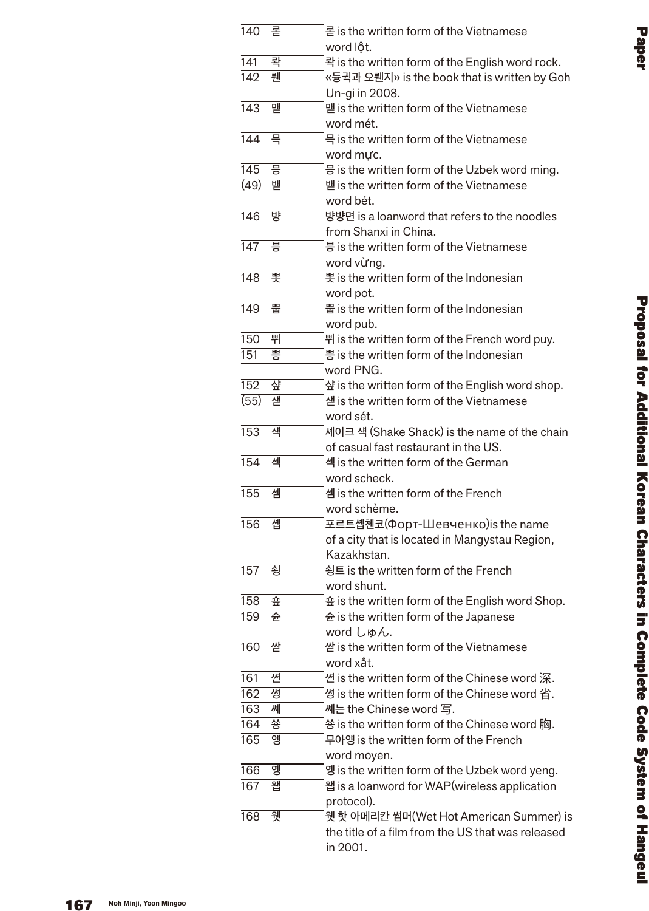| | | |
|---|---|---|
| 140 | 롣 | 롣 is the written form of the Vietnamese word lột. |
| 141 | 롹 | 롹 is the written form of the English word rock. |
| 142 | 휀 | «듀귂과 오휀지» is the book that is written by Goh Un-gi in 2008. |
| 143 | 맽 | 맽 is the written form of the Vietnamese word mét. |
| 144 | 믁 | 믁 is the written form of the Vietnamese word mực. |
| 145 | 밍 | 밍 is the written form of the Uzbek word ming. |
| (49) | 벹 | 벹 is the written form of the Vietnamese word bét. |
| 146 | 뱡 | 뱡뱡면 is a loanword that refers to the noodles from Shanxi in China. |
| 147 | 븡 | 븡 is the written form of the Vietnamese word vừng. |
| 148 | 뽓 | 뽓 is the written form of the Indonesian word pot. |
| 149 | 뻡 | 뻡 is the written form of the Indonesian word pub. |
| 150 | 쀠 | 쀠 is the written form of the French word puy. |
| 151 | 뺑 | 뺑 is the written form of the Indonesian word PNG. |
| 152 | 샾 | 샾 is the written form of the English word shop. |
| (55) | 섇 | 섇 is the written form of the Vietnamese word sét. |
| 153 | 섁 | 셰이크 섁 (Shake Shack) is the name of the chain of casual fast restaurant in the US. |
| 154 | 셱 | 셱 is the written form of the German word scheck. |
| 155 | 셈 | 셈 is the written form of the French word schème. |
| 156 | 솁 | 포르트솁첸코(Форт-Шевченко)is the name of a city that is located in Mangystau Region, Kazakhstan. |
| 157 | 숑 | 숑트 is the written form of the French word shunt. |
| 158 | 숖 | 숖 is the written form of the English word Shop. |
| 159 | 슌 | 슌 is the written form of the Japanese word しゅん. |
| 160 | 싿 | 싿 is the written form of the Vietnamese word xắt. |
| 161 | 쎤 | 쎤 is the written form of the Chinese word 深. |
| 162 | 쎵 | 쎵 is the written form of the Chinese word 省. |
| 163 | 쎼 | 쎼는 the Chinese word 写. |
| 164 | 쓩 | 쓩 is the written form of the Chinese word 胸. |
| 165 | 얭 | 무아얭 is the written form of the French word moyen. |
| 166 | 옝 | 옝 is the written form of the Uzbek word yeng. |
| 167 | 왭 | 왭 is a loanword for WAP(wireless application protocol). |
| 168 | 웻 | 웻 핫 아메리칸 썸머(Wet Hot American Summer) is the title of a film from the US that was released in 2001. |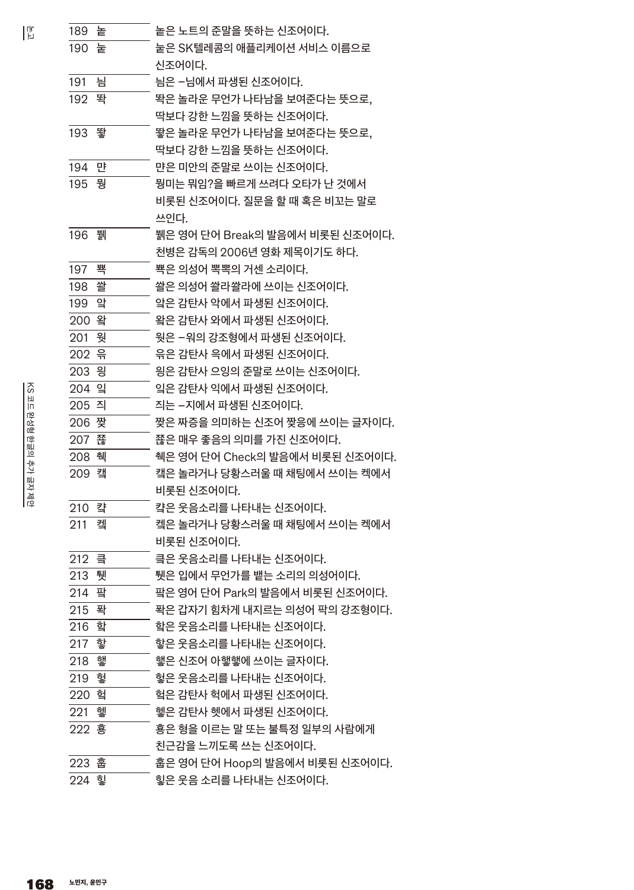| | | |
|---|---|---|
| 189 | 놑 | 놑은 노트의 준말을 뜻하는 신조어이다. |
| 190 | 눝 | 눝은 SK텔레콤의 애플리케이션 서비스 이름으로 신조어이다. |
| 191 | 뉨 | 뉨은 –님에서 파생된 신조어이다. |
| 192 | 뙇 | 뙇은 놀라운 무언가 나타남을 보여준다는 뜻으로, 딱보다 강한 느낌을 뜻하는 신조어이다. |
| 193 | 뙇 | 뙇은 놀라운 무언가 나타남을 보여준다는 뜻으로, 딱보다 강한 느낌을 뜻하는 신조어이다. |
| 194 | 먄 | 먄은 미안의 준말로 쓰이는 신조어이다. |
| 195 | 뭥 | 뭥미는 뭐임?을 빠르게 쓰려다 오타가 난 것에서 비롯된 신조어이다. 질문을 할 때 혹은 비꼬는 말로 쓰인다. |
| 196 | 븕 | 븕은 영어 단어 Break의 발음에서 비롯된 신조어이다. 천병은 감독의 2006년 영화 제목이기도 하다. |
| 197 | 뿩 | 뿩은 의성어 뿩뿩의 거센 소리이다. |
| 198 | 쌹 | 쌹은 의성어 쌹라쌹라에 쓰이는 신조어이다. |
| 199 | 앜 | 앜은 감탄사 악에서 파생된 신조어이다. |
| 200 | 왘 | 왘은 감탄사 와에서 파생된 신조어이다. |
| 201 | 웤 | 웤은 –워의 강조형에서 파생된 신조어이다. |
| 202 | 읔 | 읔은 감탄사 윽에서 파생된 신조어이다. |
| 203 | 잉 | 잉은 감탄사 으잉의 준말로 쓰이는 신조어이다. |
| 204 | 잌 | 잌은 감탄사 익에서 파생된 신조어이다. |
| 205 | 즤 | 즤는 –지에서 파생된 신조어이다. |
| 206 | 짲 | 짲은 짜증을 의미하는 신조어 짲응에 쓰이는 글자이다. |
| 207 | 쬲 | 쬲은 매우 좋음의 의미를 가진 신조어이다. |
| 208 | 쳌 | 쳌은 영어 단어 Check의 발음에서 비롯된 신조어이다. |
| 209 | 캨 | 캨은 놀라거나 당황스러울 때 채팅에서 쓰이는 켁에서 비롯된 신조어이다. |
| 210 | 캌 | 캌은 웃음소리를 나타내는 신조어이다. |
| 211 | 켘 | 켘은 놀라거나 당황스러울 때 채팅에서 쓰이는 켁에서 비롯된 신조어이다. |
| 212 | 킄 | 킄은 웃음소리를 나타내는 신조어이다. |
| 213 | 퉷 | 퉷은 입에서 무언가를 뱉는 소리의 의성어이다. |
| 214 | 팤 | 팤은 영어 단어 Park의 발음에서 비롯된 신조어이다. |
| 215 | 퐉 | 퐉은 갑자기 힘차게 내지르는 의성어 팍의 강조형이다. |
| 216 | 핰 | 핰은 웃음소리를 나타내는 신조어이다. |
| 217 | 햫 | 햫은 웃음소리를 나타내는 신조어이다. |
| 218 | 햏 | 햏은 신조어 아햏햏에 쓰이는 글자이다. |
| 219 | 헣 | 헣은 웃음소리를 나타내는 신조어이다. |
| 220 | 헠 | 헠은 감탄사 헉에서 파생된 신조어이다. |
| 221 | 헿 | 헿은 감탄사 헷에서 파생된 신조어이다. |
| 222 | 흉 | 흉은 형을 이르는 말 또는 불특정 일부의 사람에게 친근감을 느끼도록 쓰는 신조어이다. |
| 223 | 훕 | 훕은 영어 단어 Hoop의 발음에서 비롯된 신조어이다. |
| 224 | 힣 | 힣은 웃음 소리를 나타내는 신조어이다. |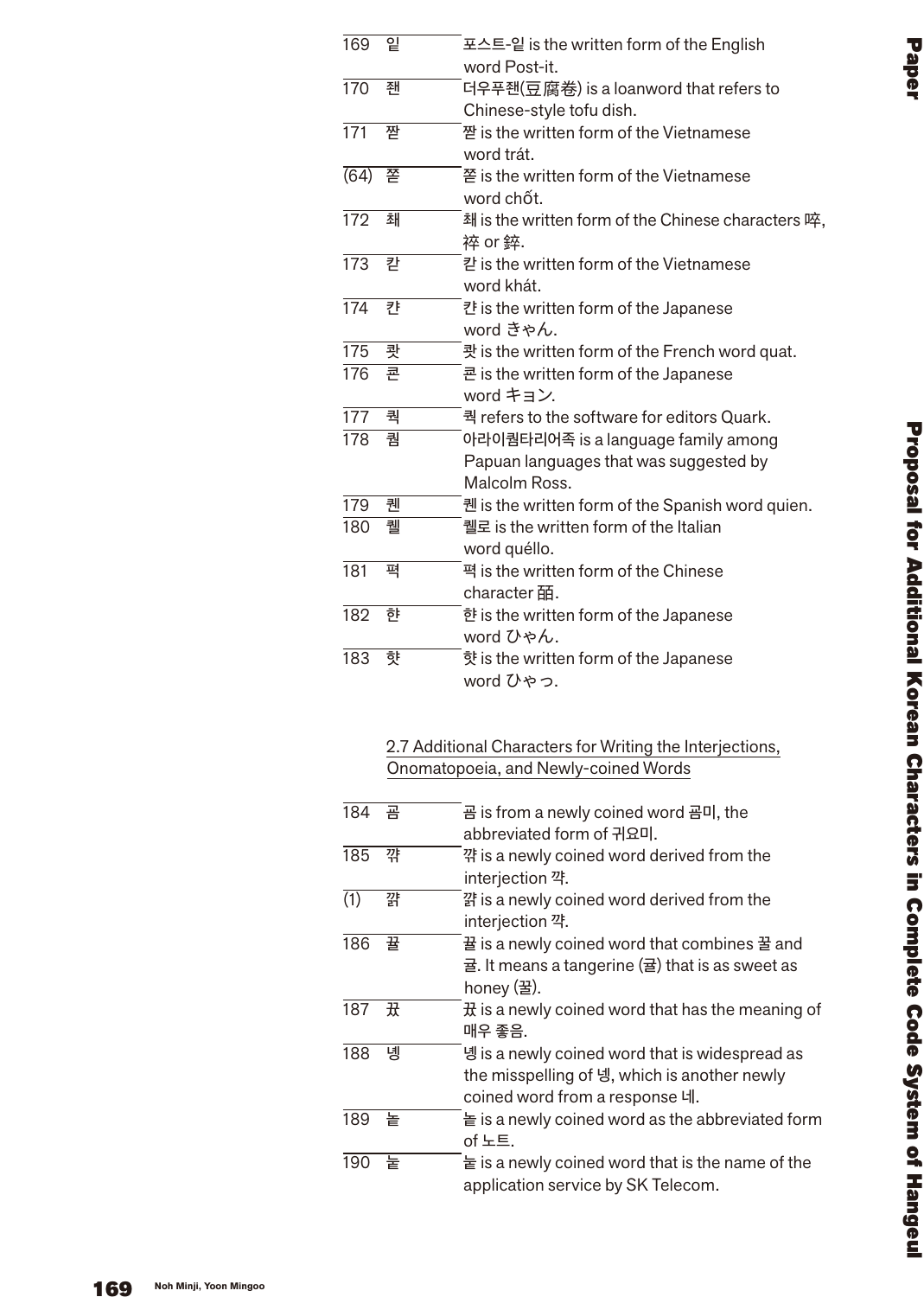| | | |
|---|---|---|
| 169 | 잍 | 포스트-잍 is the written form of the English word Post-it. |
| 170 | 좬 | 더우푸좬(豆腐卷) is a loanword that refers to Chinese-style tofu dish. |
| 171 | 짣 | 짣 is the written form of the Vietnamese word trát. |
| (64) | 쫃 | 쫃 is the written form of the Vietnamese word chốt. |
| 172 | 쵀 | 쵀 is the written form of the Chinese characters 啐, 倅 or 綷. |
| 173 | 캍 | 캍 is the written form of the Vietnamese word khát. |
| 174 | 캰 | 캰 is the written form of the Japanese word きゃん. |
| 175 | 캇 | 캇 is the written form of the French word quat. |
| 176 | 쿈 | 쿈 is the written form of the Japanese word キョン. |
| 177 | 쿽 | 쿽 refers to the software for editors Quark. |
| 178 | 퀌 | 아라이퀌타리어족 is a language family among Papuan languages that was suggested by Malcolm Ross. |
| 179 | 퀜 | 퀜 is the written form of the Spanish word quien. |
| 180 | 퀠 | 퀠로 is the written form of the Italian word quéllo. |
| 181 | 펵 | 펵 is the written form of the Chinese character 皕. |
| 182 | 햔 | 햔 is the written form of the Japanese word ひゃん. |
| 183 | 햣 | 햣 is the written form of the Japanese word ひゃっ. |

## 2.7 Additional Characters for Writing the Interjections, Onomatopoeia, and Newly-coined Words

| | | |
|---|---|---|
| 184 | 곰 | 곰 is from a newly coined word 곰미, the abbreviated form of 귀요미. |
| 185 | 꺆 | 꺆 is a newly coined word derived from the interjection 꺅. |
| (1) | 꺍 | 꺍 is a newly coined word derived from the interjection 꺅. |
| 186 | 꿀 | 꿀 is a newly coined word that combines 꿀 and 귤. It means a tangerine (귤) that is as sweet as honey (꿀). |
| 187 | 꿏 | 꿏 is a newly coined word that has the meaning of 매우 좋음. |
| 188 | 녱 | 녱 is a newly coined word that is widespread as the misspelling of 넹, which is another newly coined word from a response 네. |
| 189 | 놑 | 놑 is a newly coined word as the abbreviated form of 노트. |
| 190 | 눝 | 눝 is a newly coined word that is the name of the application service by SK Telecom. |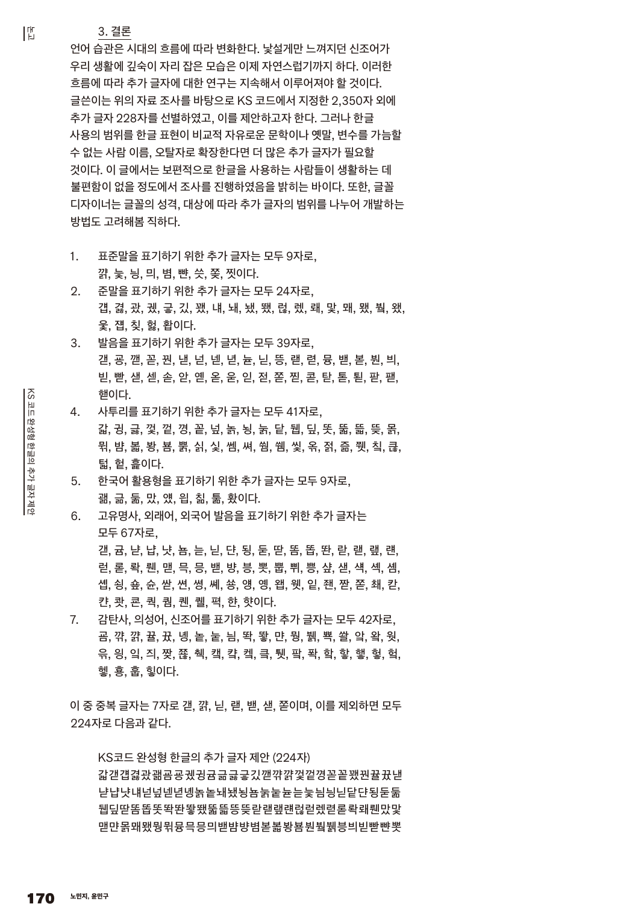### 3. 결론

언어 습관은 시대의 흐름에 따라 변화한다. 낯설게만 느껴지던 신조어가 우리 생활에 깊숙이 자리 잡은 모습은 이제 자연스럽기까지 하다. 이러한 흐름에 따라 추가 글자에 대한 연구는 지속해서 이루어져야 할 것이다. 글쓴이는 위의 자료 조사를 바탕으로 KS 코드에서 지정한 2,350자 외에 추가 글자 228자를 선별하였고, 이를 제안하고자 한다. 그러나 한글 사용의 범위를 한글 표현이 비교적 자유로운 문학이나 옛말, 변수를 가늠할 수 없는 사람 이름, 오탈자로 확장한다면 더 많은 추가 글자가 필요할 것이다. 이 글에서는 보편적으로 한글을 사용하는 사람들이 생활하는 데 불편함이 없을 정도에서 조사를 진행하였음을 밝히는 바이다. 또한, 글꼴 디자이너는 글꼴의 성격, 대상에 따라 추가 글자의 범위를 나누어 개발하는 방법도 고려해봄 직하다.

1. 표준말을 표기하기 위한 추가 글자는 모두 9자로,
   꺍, 늦, 닁, 믜, 볌, 뺸, 씃, 쭞, 찟이다.
2. 준말을 표기하기 위한 추가 글자는 모두 24자로,
   갭, 곊, 괎, 궸, 긓, 깄, 꽸, 냬, 놰, 냈, 뙜, 렶, 렜, 뢔, 맟, 뫠, 뫴, 뷁, 왰, 웇, 잽, 칫, 헗, 홥이다.
3. 발음을 표기하기 위한 추가 글자는 모두 39자로,
   갠, 공, 깬, 꼳, 퀀, 낸, 넏, 넫, 녇, 늪, 닌, 뜽, 랜, 련, 륭, 밴, 봗, 뷘, 븨, 빈, 빤, 샌, 센, 솓, 앋, 옌, 옫, 욷, 읻, 젇, 쫀, 찐, 콘, 탇, 톧, 퇸, 팓, 팬, 핸이다.
4. 사투리를 표기하기 위한 추가 글자는 모두 41자로,
   갊, 귕, 긇, 꿏, 껕, 꼉, 꼩, 넢, 놁, 뇡, 눍, 닽, 뒙, 딮, 똣, 뚧, 뜲, 뜻, 뭁, 뭐, 뱜, 볿, 봥, 븀, 뿕, 싊, 싷, 쎔, 쎠, 쒐, 쒬, 쑻, 웈, 젉, 즒, 쬇, 칰, 큻, 턻, 헐, 흝이다.
5. 한국어 활용형을 표기하기 위한 추가 글자는 모두 9자로,
   괢, 긂, 둚, 맜, 얬, 읩, 칢, 툶, 홠이다.
6. 고유명사, 외래어, 외국어 발음을 표기하기 위한 추가 글자는 모두 67자로,
   갠, 귬, 냗, 냡, 냣, 놈, 늗, 닏, 댣, 됭, 둗, 땯, 똠, 똡, 뙨, 랕, 렏, 럘, 럔, 렆, 롣, 롹, 뤤, 맫, 믁, 믕, 뱯, 뱡, 븡, 뻣, 뻡, 쀄, 쁑, 샾, 섇, 섁, 셐, 솀, 솁, 싕, 숖, 순, 쌴, 썬, 썽, 쎼, 쑝, 얭, 옝, 웹, 웻, 읻, 쟨, 짠, 쫀, 쵀, 칸, 캰, 캇, 콘, 퀵, 퀌, 퀜, 퀠, 퍽, 햔, 햣이다.
7. 감탄사, 의성어, 신조어를 표기하기 위한 추가 글자는 모두 42자로,
   곰, 꺄, 꺍, 끌, 끘, 넹, 놑, 눝, 닙, 똭, 뙇, 먄, 뮁, 뷁, 뾱, 쌀, 앜, 왘, 윇, 윾, 잉, 읷, 즤, 짲, 쬲, 쳌, 캠, 캵, 켘, 킄, 틧, 팤, 퐉, 핰, 햫, 햏, 헣, 헠, 헹, 흉, 흡, 힇이다.

이 중 중복 글자는 7자로 갠, 꺍, 닏, 랜, 밴, 샌, 쫀이며, 이를 제외하면 모두 224자로 다음과 같다.

KS코드 완성형 한글의 추가 글자 제안 (224자)
갊갠갭곊괎괢곰공궸귕귬긂긇긓깄깬꺄꺍꿏껕꼉꼳꼩꽸퀀끌끘낸냗냡냣냬넏넢넫녇넹놁놑놰냈뇡놈눍눝늪늗닌닙닏닁닽댣됭둗둚뒙딮땯똠똡똣똭뙨뙇뙜뚧뜲뜽뜻랕랜럘럔렆렏렶롣롹뢔뤤맜맟맫먄뭁뫠뫴뮁뭐륭믁믕믜뱯뱜뱡볌봗볿봥븀뷘뷁뷁븡븨빈빤뺸뻣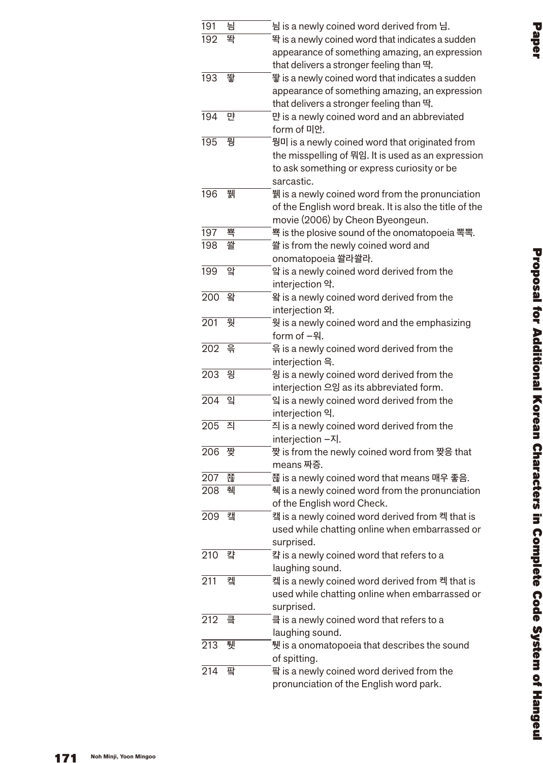| | | |
|---|---|---|
| 191 | 늼 | 늼 is a newly coined word derived from 님. |
| 192 | 똑 | 똑 is a newly coined word that indicates a sudden appearance of something amazing, an expression that delivers a stronger feeling than 딱. |
| 193 | 뙇 | 뙇 is a newly coined word that indicates a sudden appearance of something amazing, an expression that delivers a stronger feeling than 딱. |
| 194 | 먄 | 먄 is a newly coined word and an abbreviated form of 미안. |
| 195 | 뭥 | 뭥미 is a newly coined word that originated from the misspelling of 뭐임. It is used as an expression to ask something or express curiosity or be sarcastic. |
| 196 | 뷁 | 뷁 is a newly coined word from the pronunciation of the English word break. It is also the title of the movie (2006) by Cheon Byeongeun. |
| 197 | 뽝 | 뽝 is the plosive sound of the onomatopoeia 뽝뽝. |
| 198 | 쌀 | 쌀 is from the newly coined word and onomatopoeia 쌀라쌀라. |
| 199 | 앜 | 앜 is a newly coined word derived from the interjection 악. |
| 200 | 왘 | 왘 is a newly coined word derived from the interjection 와. |
| 201 | 웟 | 웟 is a newly coined word and the emphasizing form of –워. |
| 202 | 윾 | 윾 is a newly coined word derived from the interjection 윽. |
| 203 | 읭 | 읭 is a newly coined word derived from the interjection 으잉 as its abbreviated form. |
| 204 | 잌 | 잌 is a newly coined word derived from the interjection 익. |
| 205 | 즤 | 즤 is a newly coined word derived from the interjection –지. |
| 206 | 짲 | 짲 is from the newly coined word from 짲응 that means 짜증. |
| 207 | 쬲 | 쬲 is a newly coined word that means 매우 좋음. |
| 208 | 쳌 | 쳌 is a newly coined word from the pronunciation of the English word Check. |
| 209 | 캑 | 캑 is a newly coined word derived from 켁 that is used while chatting online when embarrassed or surprised. |
| 210 | 캭 | 캭 is a newly coined word that refers to a laughing sound. |
| 211 | 켁 | 켁 is a newly coined word derived from 켁 that is used while chatting online when embarrassed or surprised. |
| 212 | 큭 | 큭 is a newly coined word that refers to a laughing sound. |
| 213 | 퉷 | 퉷 is a onomatopoeia that describes the sound of spitting. |
| 214 | 팤 | 팤 is a newly coined word derived from the pronunciation of the English word park. |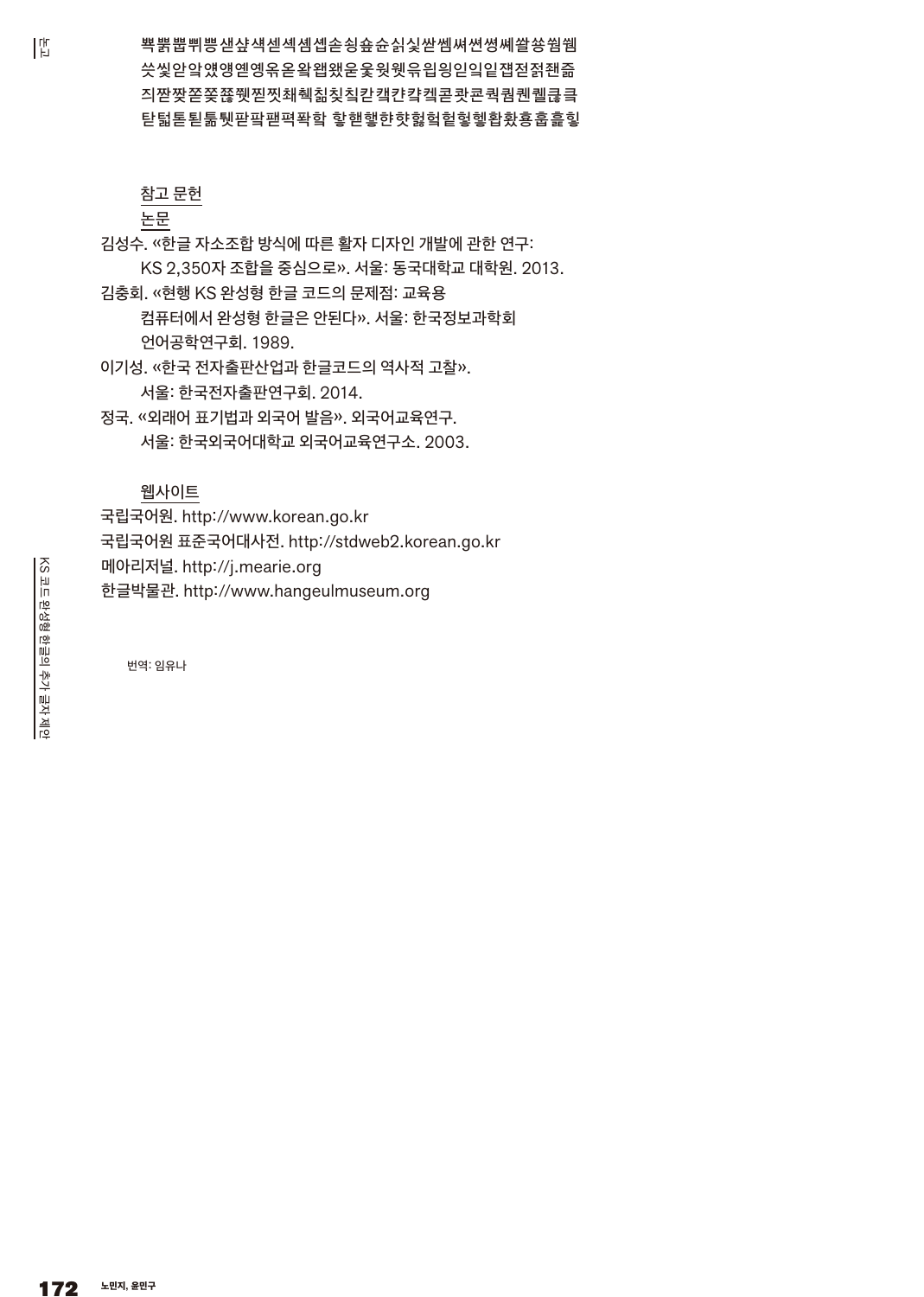뾱뿕뿝쀠쁑샏샾섁섿섹셈셉솓싱숖숀싉싲쌋쎔쎠쎤쎵쎼쏼쏭쒐쒤
쓳씾앋앜얬얭옌옝욲옫왘왭왰욷욶웕웻윾읍잉읻읶잍쟵젇젉쟨좖
즤짢쫘쫃쫒쬹쮉찐찟쵀췍칢칫칰칸캡캳캳켐콘콴콘퀵퀌퀜퀠큟큭
탇텳톧툅툵퉷팓퐙퍈퍽퐉학 핳핸햏햔햣헗헉헏헣헬홥홨홍훕훑힇

참고 문헌

논문

김성수. «한글 자소조합 방식에 따른 활자 디자인 개발에 관한 연구: KS 2,350자 조합을 중심으로». 서울: 동국대학교 대학원. 2013.

김충회. «현행 KS 완성형 한글 코드의 문제점: 교육용 컴퓨터에서 완성형 한글은 안된다». 서울: 한국정보과학회 언어공학연구회. 1989.

이기성. «한국 전자출판산업과 한글코드의 역사적 고찰». 서울: 한국전자출판연구회. 2014.

정국. «외래어 표기법과 외국어 발음». 외국어교육연구. 서울: 한국외국어대학교 외국어교육연구소. 2003.

웹사이트

국립국어원. http://www.korean.go.kr

국립국어원 표준국어대사전. http://stdweb2.korean.go.kr

메아리저널. http://j.mearie.org

한글박물관. http://www.hangeulmuseum.org

번역: 임유나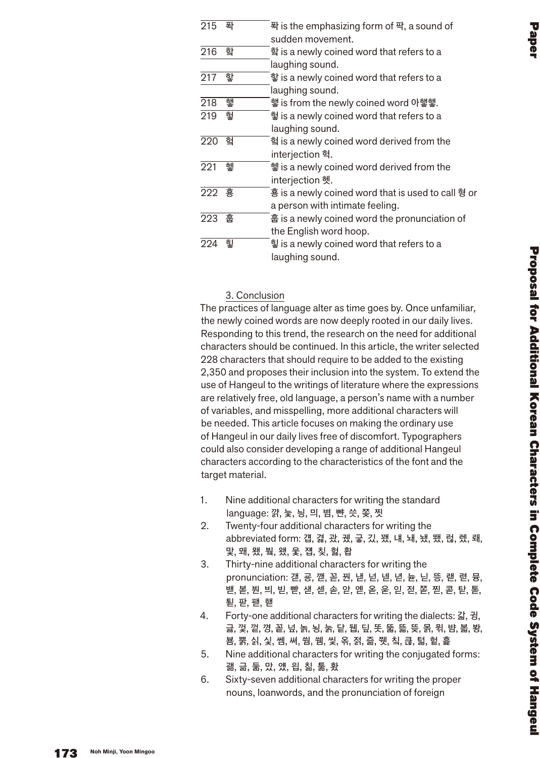| | | |
|---|---|---|
| 215 | 퐉 | 퐉 is the emphasizing form of 팍, a sound of sudden movement. |
| 216 | 학 | 학 is a newly coined word that refers to a laughing sound. |
| 217 | 핳 | 핳 is a newly coined word that refers to a laughing sound. |
| 218 | 햏 | 햏 is from the newly coined word 아햏햏. |
| 219 | 헣 | 헣 is a newly coined word that refers to a laughing sound. |
| 220 | 헠 | 헠 is a newly coined word derived from the interjection 헉. |
| 221 | 헹 | 헹 is a newly coined word derived from the interjection 헷. |
| 222 | 횽 | 횽 is a newly coined word that is used to call 형 or a person with intimate feeling. |
| 223 | 훕 | 훕 is a newly coined word the pronunciation of the English word hoop. |
| 224 | 힣 | 힣 is a newly coined word that refers to a laughing sound. |

## 3. Conclusion

The practices of language alter as time goes by. Once unfamiliar, the newly coined words are now deeply rooted in our daily lives. Responding to this trend, the research on the need for additional characters should be continued. In this article, the writer selected 228 characters that should require to be added to the existing 2,350 and proposes their inclusion into the system. To extend the use of Hangeul to the writings of literature where the expressions are relatively free, old language, a person's name with a number of variables, and misspelling, more additional characters will be needed. This article focuses on making the ordinary use of Hangeul in our daily lives free of discomfort. Typographers could also consider developing a range of additional Hangeul characters according to the characteristics of the font and the target material.

1. Nine additional characters for writing the standard language: 꺍, 늦, 닝, 믜, 볌, 뺸, 씃, 쫒, 찟
2. Twenty-four additional characters for writing the abbreviated form: 갭, 겳, 괎, 궸, 긓, 깄, 꽸, 냬, 놰, 뇄, 뙜, 렄, 렜, 룈, 맟, 뫠, 뫴, 뷁, 왰, 욳, 잽, 칯, 헓, 홥
3. Thirty-nine additional characters for writing the pronunciation: 갣, 곻, 꺤, 꼳, 꿘, 낻, 넏, 넫, 녇, 늪, 닏, 뜽, 랟, 렫, 뮹, 뱉, 봍, 뷘, 븨, 빋, 뺕, 샏, 섿, 솓, 앝, 옏, 옫, 욷, 읻, 젇, 쫃, 찓, 콛, 탇, 톧, 퇻, 팓, 팯, 핻
4. Forty-one additional characters for writing the dialects: 갋, 귕, 긇, 꿏, 껕, 꼥, 꼳, 넋, 놁, 늉, 눍, 닽, 뒒, 딮, 똣, 뚧, 뜗, 뜻, 뭄, 뭐, 뱜, 볾, 봥, 븀, 뷁, 쉬, 싳, 쎔, 쎠, 쒐, 쒤, 씇, 윾, 젉, 즘, 쮓, 칰, 큻, �googleq, 헐, 훑
5. Nine additional characters for writing the conjugated forms: 괢, 긂, 둚, 맜, 얬, 읿, 칢, 톩, 홨
6. Sixty-seven additional characters for writing the proper nouns, loanwords, and the pronunciation of foreign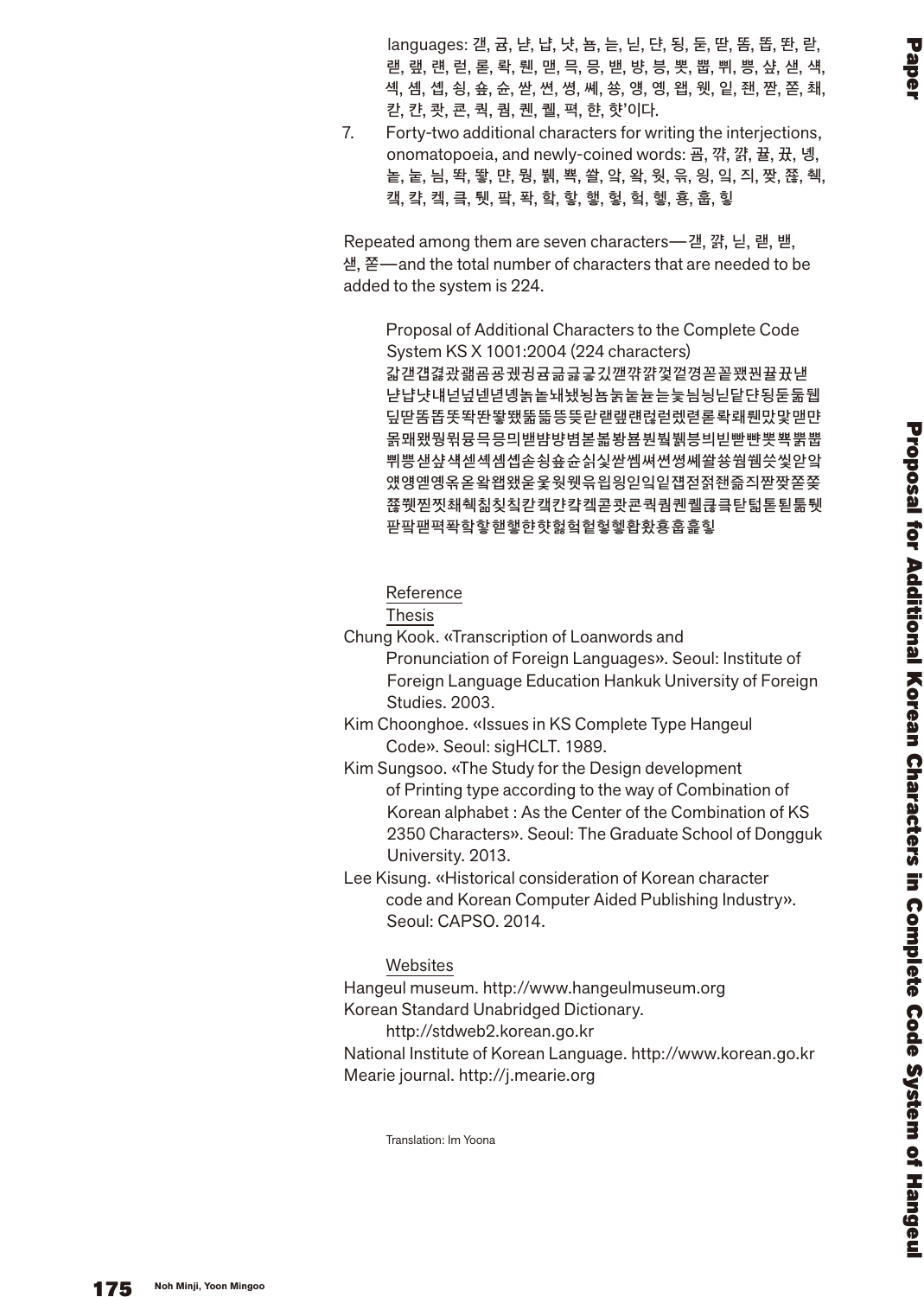languages: 갠, 귬, 냔, 냡, 냣, 놈, 늗, 닏, 댜, 됭, 둗, 딷, 뜸, 뜹, 똰, 랃, 랩, 랲, 랜, 럳, 롣, 롹, 뤤, 맫, 믁, 믕, 뱀, 뱡, 븡, 뻣, 뻡, 쀠, 뿡, 샾, 샌, 섁, 섹, 셈, 셉, 싱, 숖, 슌, 쌉, 썬, 쎵, 쎄, 쑝, 얭, 옝, 왭, 웻, 읻, 쟨, 짠, 쫀, 쵀, 캍, 캰, 캿, 콘, 퀵, 퀌, 퀜, 퀠, 퍽, 한, 핫'이다.

7. Forty-two additional characters for writing the interjections, onomatopoeia, and newly-coined words: 곰, 꺆, 꺍, 꿀, 꿌, 녱, 놑, 눝, 님, 똑, 똴, 먄, 뭥, 뷁, 뽁, 쌀, 악, 왁, 윐, 윾, 잉, 익, 즤, 짲, 쫉, 췍, 캑, 캮, 켁, 큭, 툇, 팍, 퐉, 학, 핳, 햏, 헗, 헉, 헿, 흉, 흌, 힐

Repeated among them are seven characters—갠, 꺍, 닏, 랟, 뱀, 샌, 쫀—and the total number of characters that are needed to be added to the system is 224.

Proposal of Additional Characters to the Complete Code System KS X 1001:2004 (224 characters)
갊갠갭걺괎괢곰공궸귕귬긂긇긓깄깬꺆꺍꺶껒껣꼳꾿꽸꿘꿀꿌낸
냗냡냣냬넏넢넬녇넹놝놑놰뇄뇡놈눍눝눋늗늦님닝닏닽댣됭둗둚뒙
딣땯뜸뜹똣똑똰똴뙜뙩뜳뜽뜻랃랟랠랲럳럽렜렫롣롹뢔뤤맜맞맫먄
뫎뫠뭬뭥뭮뮹믁믕믜뱀뱜뱡볌볻볾봥봄뷘뷟뷁븡븨빋빧빤뻣뽁뿕뿝
쀠뿡샌샾섁섿섹셈셉솓싱숖슌싉싵쌋쎔쎠썬쎵쎄쌀쑝쒐쒬쓧씿앋악
얬얭옌옝윾옫왁왭왮웃욷윐웻윾읍잉읻잌잍잽젇젉잰쥼즤짠짲쫀쫒
쫉쮀찡찟쵀췍칆칰칰칻캑캰캮켁콛콷콘퀵퀌퀜퀠큲큭탇턺톨퇼튬툇
팓팍팬퍽퐉학핳햅햏핸핫헗헉헐헣헿홥홦흉흌흝힐

<u>Reference</u>

<u>Thesis</u>

Chung Kook. «Transcription of Loanwords and Pronunciation of Foreign Languages». Seoul: Institute of Foreign Language Education Hankuk University of Foreign Studies. 2003.

Kim Choonghoe. «Issues in KS Complete Type Hangeul Code». Seoul: sigHCLT. 1989.

Kim Sungsoo. «The Study for the Design development of Printing type according to the way of Combination of Korean alphabet : As the Center of the Combination of KS 2350 Characters». Seoul: The Graduate School of Dongguk University. 2013.

Lee Kisung. «Historical consideration of Korean character code and Korean Computer Aided Publishing Industry». Seoul: CAPSO. 2014.

<u>Websites</u>

Hangeul museum. http://www.hangeulmuseum.org

Korean Standard Unabridged Dictionary. http://stdweb2.korean.go.kr

National Institute of Korean Language. http://www.korean.go.kr

Mearie journal. http://j.mearie.org

Translation: Im Yoona